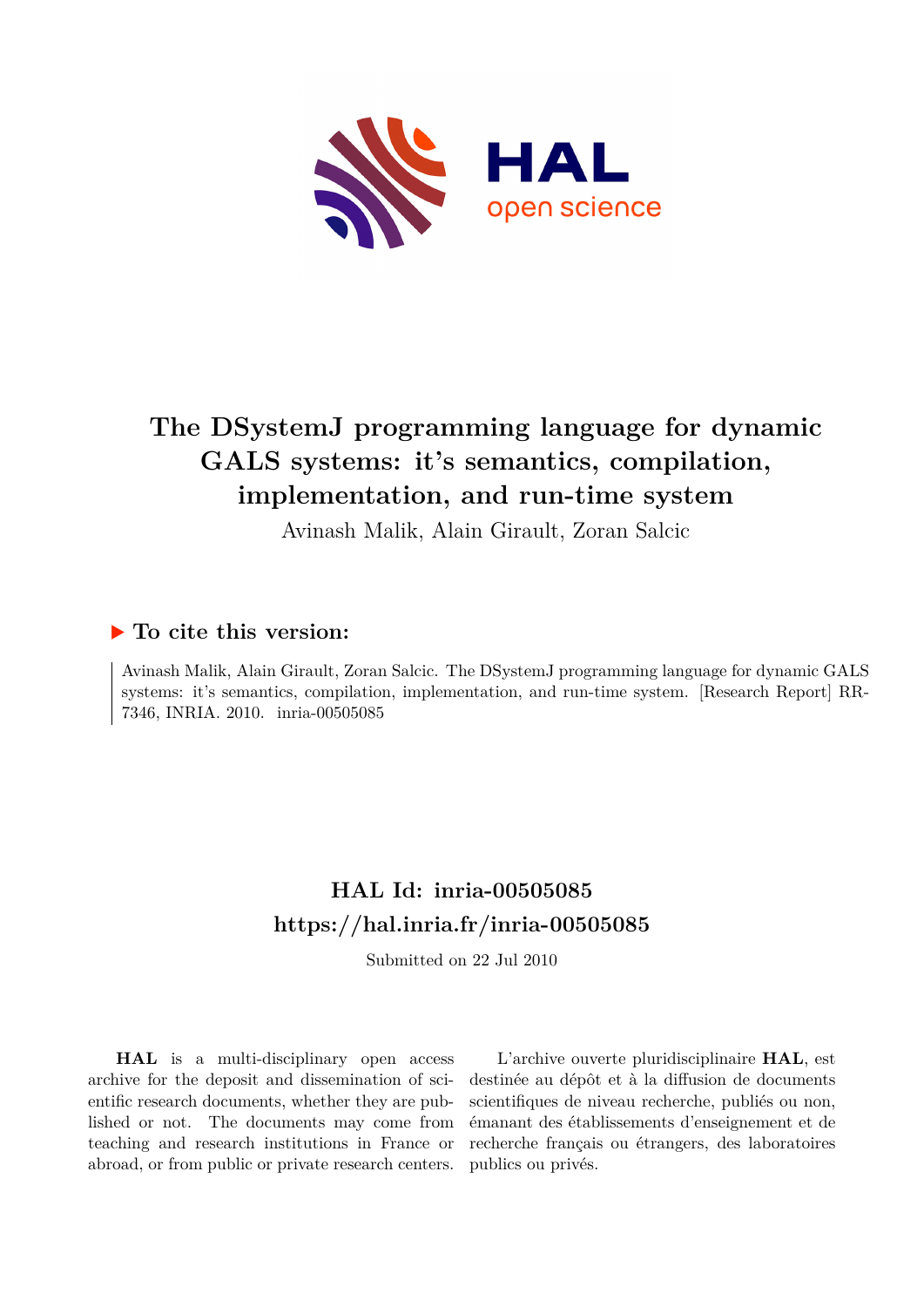# The DSystemJ programming language for dynamic GALS systems: it's semantics, compilation, implementation, and run-time system

Avinash Malik, Alain Girault, Zoran Salcic

## ▶ To cite this version:

Avinash Malik, Alain Girault, Zoran Salcic. The DSystemJ programming language for dynamic GALS systems: it's semantics, compilation, implementation, and run-time system. [Research Report] RR-7346, INRIA. 2010. inria-00505085

## HAL Id: inria-00505085
## https://hal.inria.fr/inria-00505085

Submitted on 22 Jul 2010

**HAL** is a multi-disciplinary open access archive for the deposit and dissemination of scientific research documents, whether they are published or not. The documents may come from teaching and research institutions in France or abroad, or from public or private research centers.

L'archive ouverte pluridisciplinaire **HAL**, est destinée au dépôt et à la diffusion de documents scientifiques de niveau recherche, publiés ou non, émanant des établissements d'enseignement et de recherche français ou étrangers, des laboratoires publics ou privés.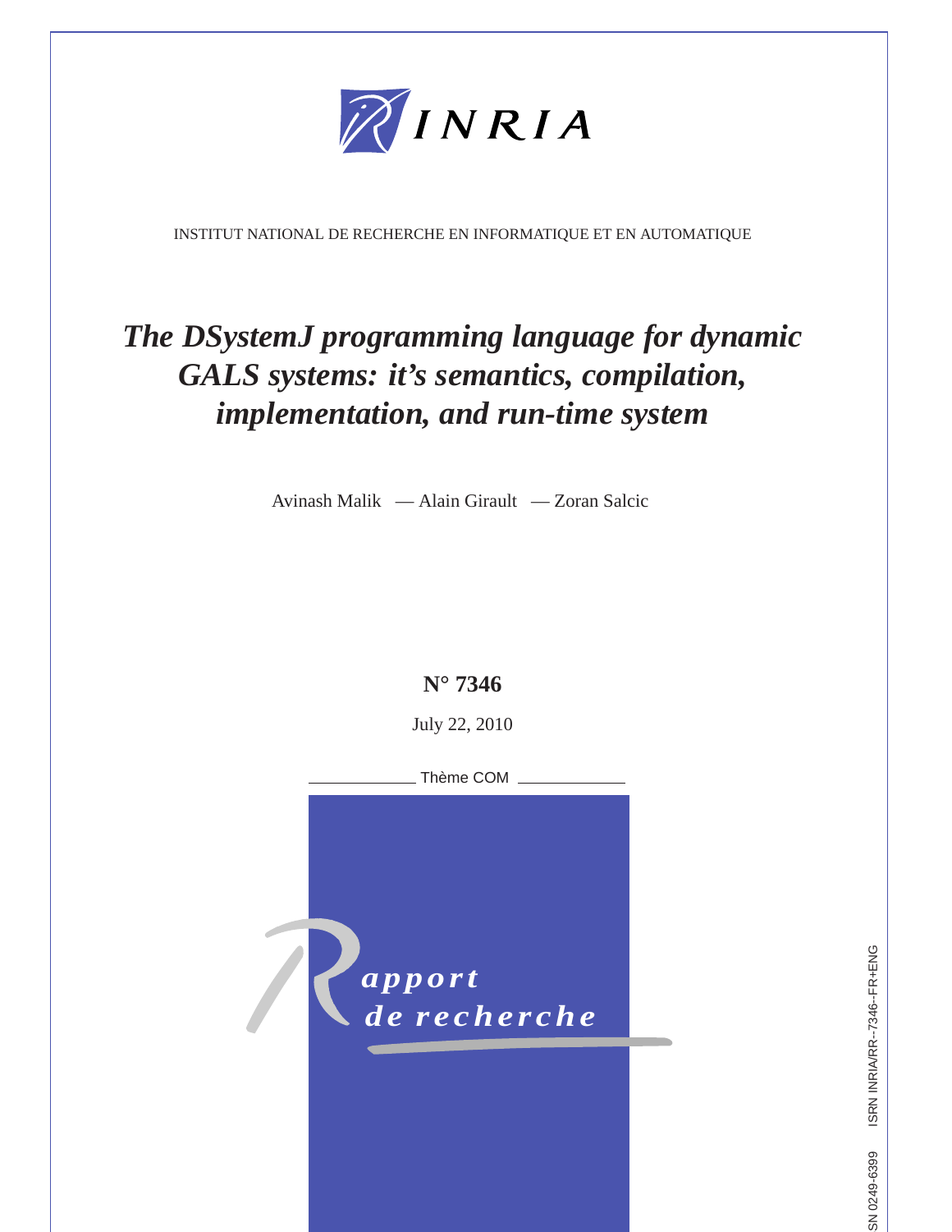INSTITUT NATIONAL DE RECHERCHE EN INFORMATIQUE ET EN AUTOMATIQUE

# *The DSystemJ programming language for dynamic GALS systems: it's semantics, compilation, implementation, and run-time system*

Avinash Malik — Alain Girault — Zoran Salcic

**N° 7346**

July 22, 2010

Thème COM

*Rapport de recherche*

ISSN 0249-6399 ISRN INRIA/RR--7346--FR+ENG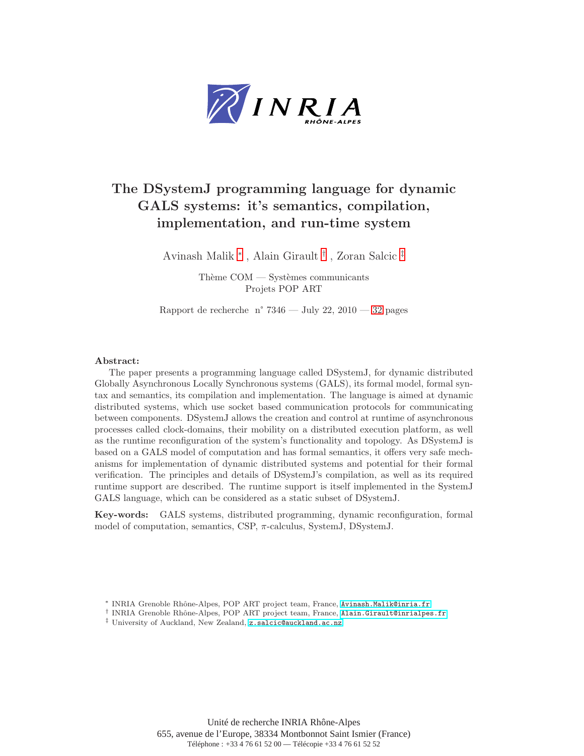# The DSystemJ programming language for dynamic GALS systems: it's semantics, compilation, implementation, and run-time system

Avinash Malik * , Alain Girault † , Zoran Salcic ‡

Thème COM — Systèmes communicants
Projets POP ART

Rapport de recherche n° 7346 — July 22, 2010 — 32 pages

**Abstract:** The paper presents a programming language called DSystemJ, for dynamic distributed Globally Asynchronous Locally Synchronous systems (GALS), its formal model, formal syntax and semantics, its compilation and implementation. The language is aimed at dynamic distributed systems, which use socket based communication protocols for communicating between components. DSystemJ allows the creation and control at runtime of asynchronous processes called clock-domains, their mobility on a distributed execution platform, as well as the runtime reconfiguration of the system's functionality and topology. As DSystemJ is based on a GALS model of computation and has formal semantics, it offers very safe mechanisms for implementation of dynamic distributed systems and potential for their formal verification. The principles and details of DSystemJ's compilation, as well as its required runtime support are described. The runtime support is itself implemented in the SystemJ GALS language, which can be considered as a static subset of DSystemJ.

**Key-words:** GALS systems, distributed programming, dynamic reconfiguration, formal model of computation, semantics, CSP, $\pi$-calculus, SystemJ, DSystemJ.

* INRIA Grenoble Rhône-Alpes, POP ART project team, France, Avinash.Malik@inria.fr

† INRIA Grenoble Rhône-Alpes, POP ART project team, France, Alain.Girault@inrialpes.fr

‡ University of Auckland, New Zealand, z.salcic@auckland.ac.nz

Unité de recherche INRIA Rhône-Alpes
655, avenue de l'Europe, 38334 Montbonnot Saint Ismier (France)
Téléphone : +33 4 76 61 52 00 — Télécopie +33 4 76 61 52 52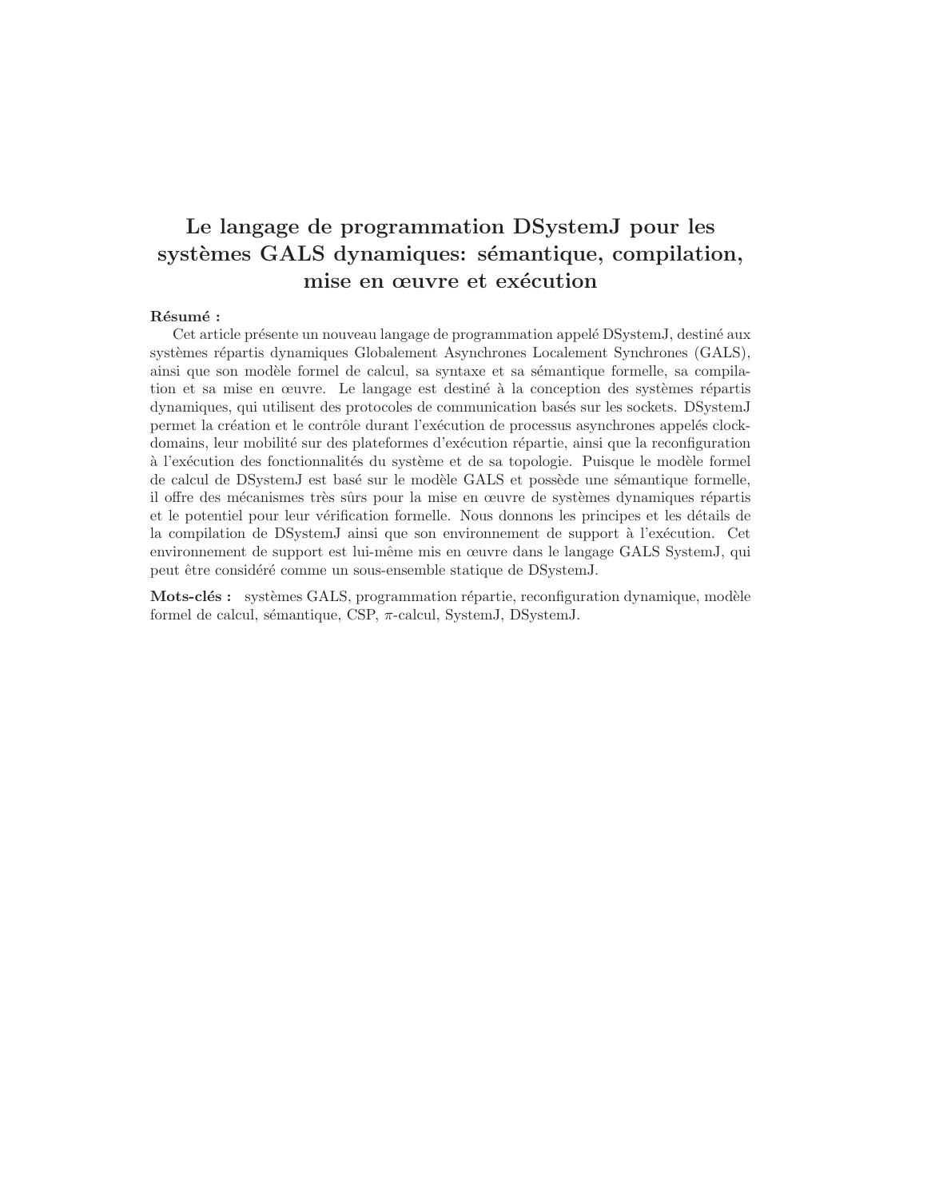# Le langage de programmation DSystemJ pour les systèmes GALS dynamiques: sémantique, compilation, mise en œuvre et exécution

**Résumé :**

Cet article présente un nouveau langage de programmation appelé DSystemJ, destiné aux systèmes répartis dynamiques Globalement Asynchrones Localement Synchrones (GALS), ainsi que son modèle formel de calcul, sa syntaxe et sa sémantique formelle, sa compilation et sa mise en œuvre. Le langage est destiné à la conception des systèmes répartis dynamiques, qui utilisent des protocoles de communication basés sur les sockets. DSystemJ permet la création et le contrôle durant l'exécution de processus asynchrones appelés clock-domains, leur mobilité sur des plateformes d'exécution répartie, ainsi que la reconfiguration à l'exécution des fonctionnalités du système et de sa topologie. Puisque le modèle formel de calcul de DSystemJ est basé sur le modèle GALS et possède une sémantique formelle, il offre des mécanismes très sûrs pour la mise en œuvre de systèmes dynamiques répartis et le potentiel pour leur vérification formelle. Nous donnons les principes et les détails de la compilation de DSystemJ ainsi que son environnement de support à l'exécution. Cet environnement de support est lui-même mis en œuvre dans le langage GALS SystemJ, qui peut être considéré comme un sous-ensemble statique de DSystemJ.

**Mots-clés :** systèmes GALS, programmation répartie, reconfiguration dynamique, modèle formel de calcul, sémantique, CSP, $\pi$-calcul, SystemJ, DSystemJ.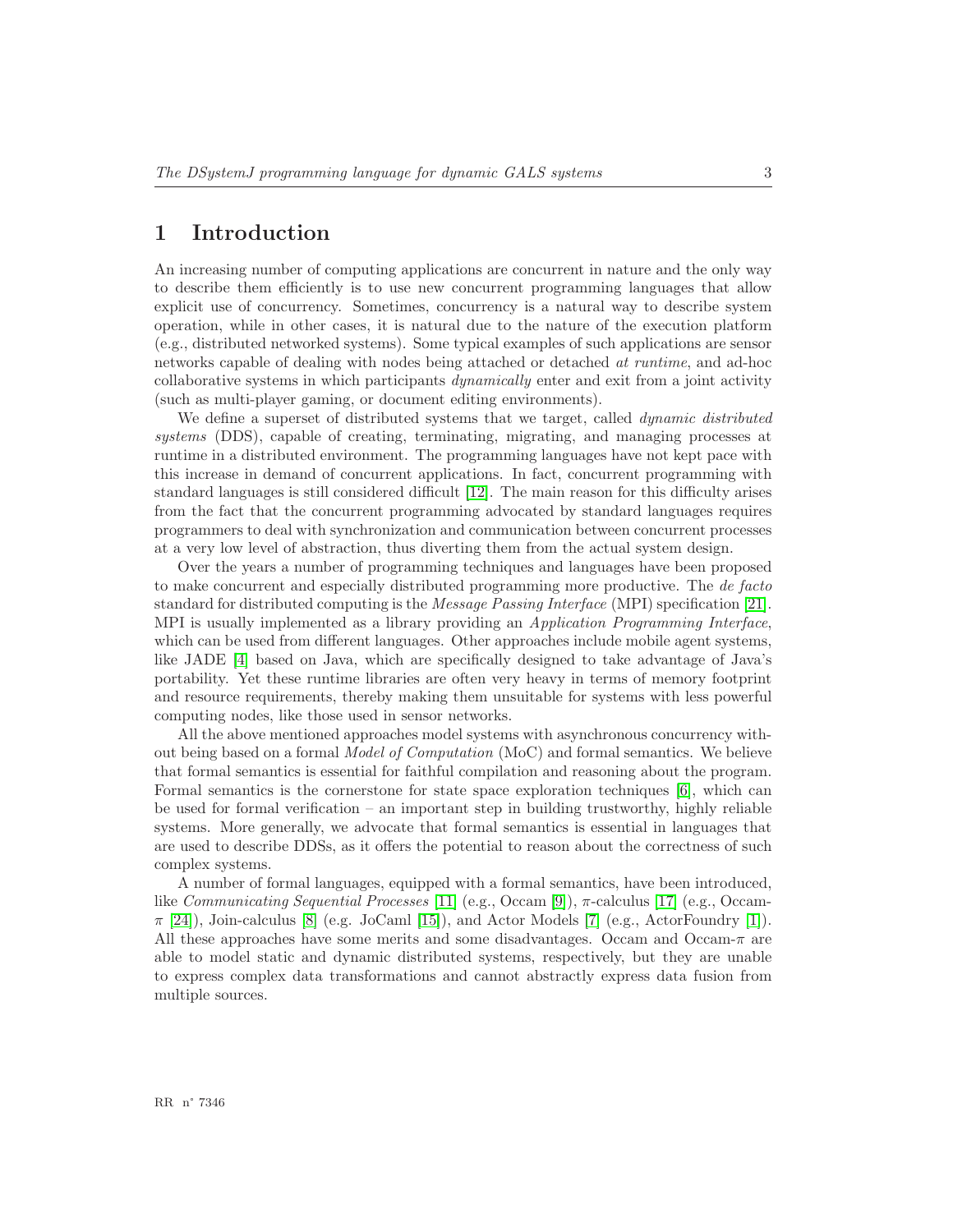# 1 Introduction

An increasing number of computing applications are concurrent in nature and the only way to describe them efficiently is to use new concurrent programming languages that allow explicit use of concurrency. Sometimes, concurrency is a natural way to describe system operation, while in other cases, it is natural due to the nature of the execution platform (e.g., distributed networked systems). Some typical examples of such applications are sensor networks capable of dealing with nodes being attached or detached *at runtime*, and ad-hoc collaborative systems in which participants *dynamically* enter and exit from a joint activity (such as multi-player gaming, or document editing environments).

We define a superset of distributed systems that we target, called *dynamic distributed systems* (DDS), capable of creating, terminating, migrating, and managing processes at runtime in a distributed environment. The programming languages have not kept pace with this increase in demand of concurrent applications. In fact, concurrent programming with standard languages is still considered difficult [12]. The main reason for this difficulty arises from the fact that the concurrent programming advocated by standard languages requires programmers to deal with synchronization and communication between concurrent processes at a very low level of abstraction, thus diverting them from the actual system design.

Over the years a number of programming techniques and languages have been proposed to make concurrent and especially distributed programming more productive. The *de facto* standard for distributed computing is the *Message Passing Interface* (MPI) specification [21]. MPI is usually implemented as a library providing an *Application Programming Interface*, which can be used from different languages. Other approaches include mobile agent systems, like JADE [4] based on Java, which are specifically designed to take advantage of Java's portability. Yet these runtime libraries are often very heavy in terms of memory footprint and resource requirements, thereby making them unsuitable for systems with less powerful computing nodes, like those used in sensor networks.

All the above mentioned approaches model systems with asynchronous concurrency without being based on a formal *Model of Computation* (MoC) and formal semantics. We believe that formal semantics is essential for faithful compilation and reasoning about the program. Formal semantics is the cornerstone for state space exploration techniques [6], which can be used for formal verification – an important step in building trustworthy, highly reliable systems. More generally, we advocate that formal semantics is essential in languages that are used to describe DDSs, as it offers the potential to reason about the correctness of such complex systems.

A number of formal languages, equipped with a formal semantics, have been introduced, like *Communicating Sequential Processes* [11] (e.g., Occam [9]), $\pi$-calculus [17] (e.g., Occam-$\pi$ [24]), Join-calculus [8] (e.g. JoCaml [15]), and Actor Models [7] (e.g., ActorFoundry [1]). All these approaches have some merits and some disadvantages. Occam and Occam-$\pi$ are able to model static and dynamic distributed systems, respectively, but they are unable to express complex data transformations and cannot abstractly express data fusion from multiple sources.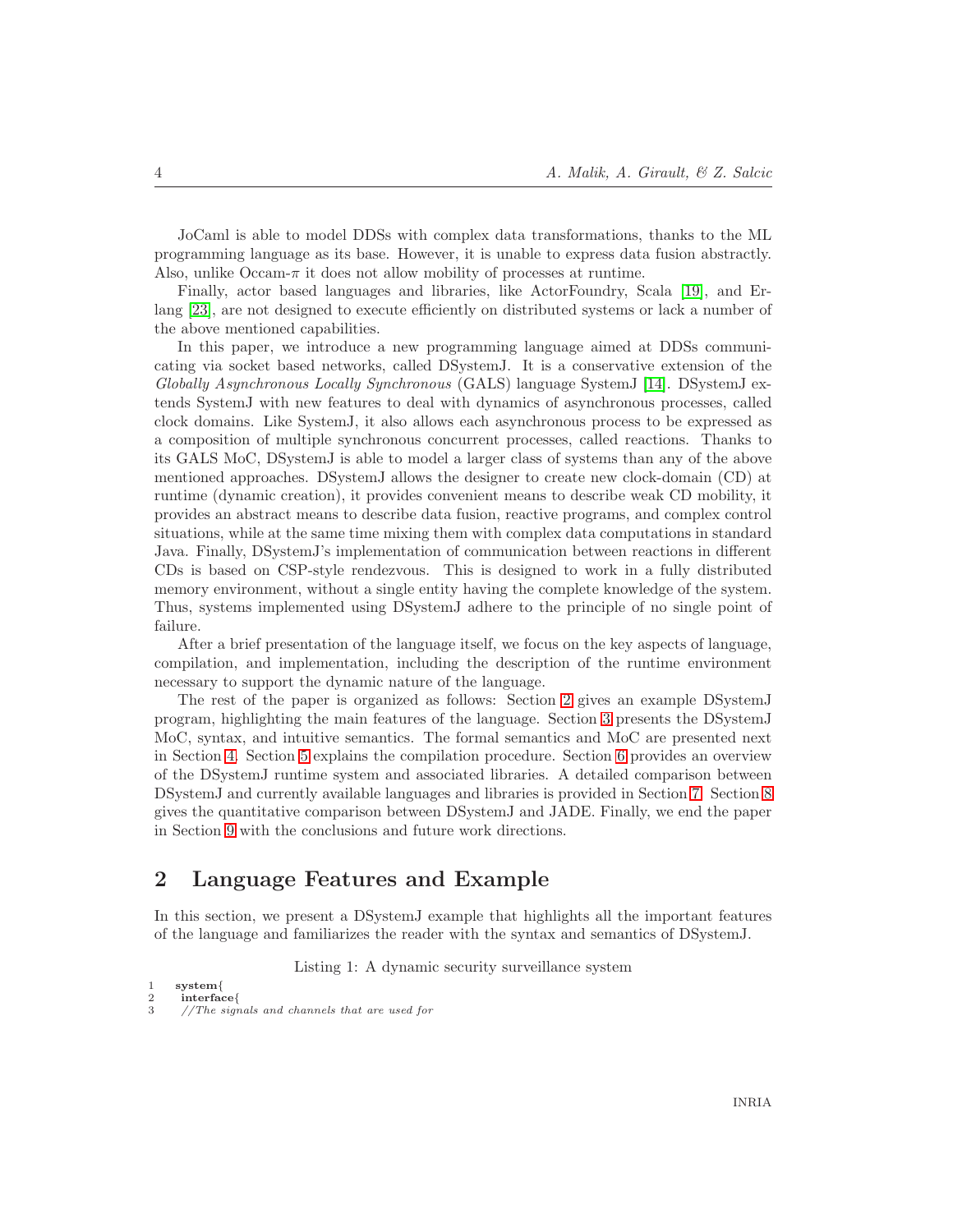JoCaml is able to model DDSs with complex data transformations, thanks to the ML programming language as its base. However, it is unable to express data fusion abstractly. Also, unlike Occam-$\pi$ it does not allow mobility of processes at runtime.

Finally, actor based languages and libraries, like ActorFoundry, Scala [19], and Erlang [23], are not designed to execute efficiently on distributed systems or lack a number of the above mentioned capabilities.

In this paper, we introduce a new programming language aimed at DDSs communicating via socket based networks, called DSystemJ. It is a conservative extension of the *Globally Asynchronous Locally Synchronous* (GALS) language SystemJ [14]. DSystemJ extends SystemJ with new features to deal with dynamics of asynchronous processes, called clock domains. Like SystemJ, it also allows each asynchronous process to be expressed as a composition of multiple synchronous concurrent processes, called reactions. Thanks to its GALS MoC, DSystemJ is able to model a larger class of systems than any of the above mentioned approaches. DSystemJ allows the designer to create new clock-domain (CD) at runtime (dynamic creation), it provides convenient means to describe weak CD mobility, it provides an abstract means to describe data fusion, reactive programs, and complex control situations, while at the same time mixing them with complex data computations in standard Java. Finally, DSystemJ's implementation of communication between reactions in different CDs is based on CSP-style rendezvous. This is designed to work in a fully distributed memory environment, without a single entity having the complete knowledge of the system. Thus, systems implemented using DSystemJ adhere to the principle of no single point of failure.

After a brief presentation of the language itself, we focus on the key aspects of language, compilation, and implementation, including the description of the runtime environment necessary to support the dynamic nature of the language.

The rest of the paper is organized as follows: Section 2 gives an example DSystemJ program, highlighting the main features of the language. Section 3 presents the DSystemJ MoC, syntax, and intuitive semantics. The formal semantics and MoC are presented next in Section 4. Section 5 explains the compilation procedure. Section 6 provides an overview of the DSystemJ runtime system and associated libraries. A detailed comparison between DSystemJ and currently available languages and libraries is provided in Section 7. Section 8 gives the quantitative comparison between DSystemJ and JADE. Finally, we end the paper in Section 9 with the conclusions and future work directions.

## 2 Language Features and Example

In this section, we present a DSystemJ example that highlights all the important features of the language and familiarizes the reader with the syntax and semantics of DSystemJ.

Listing 1: A dynamic security surveillance system

```
1  system{
2   interface{
3    //The signals and channels that are used for
```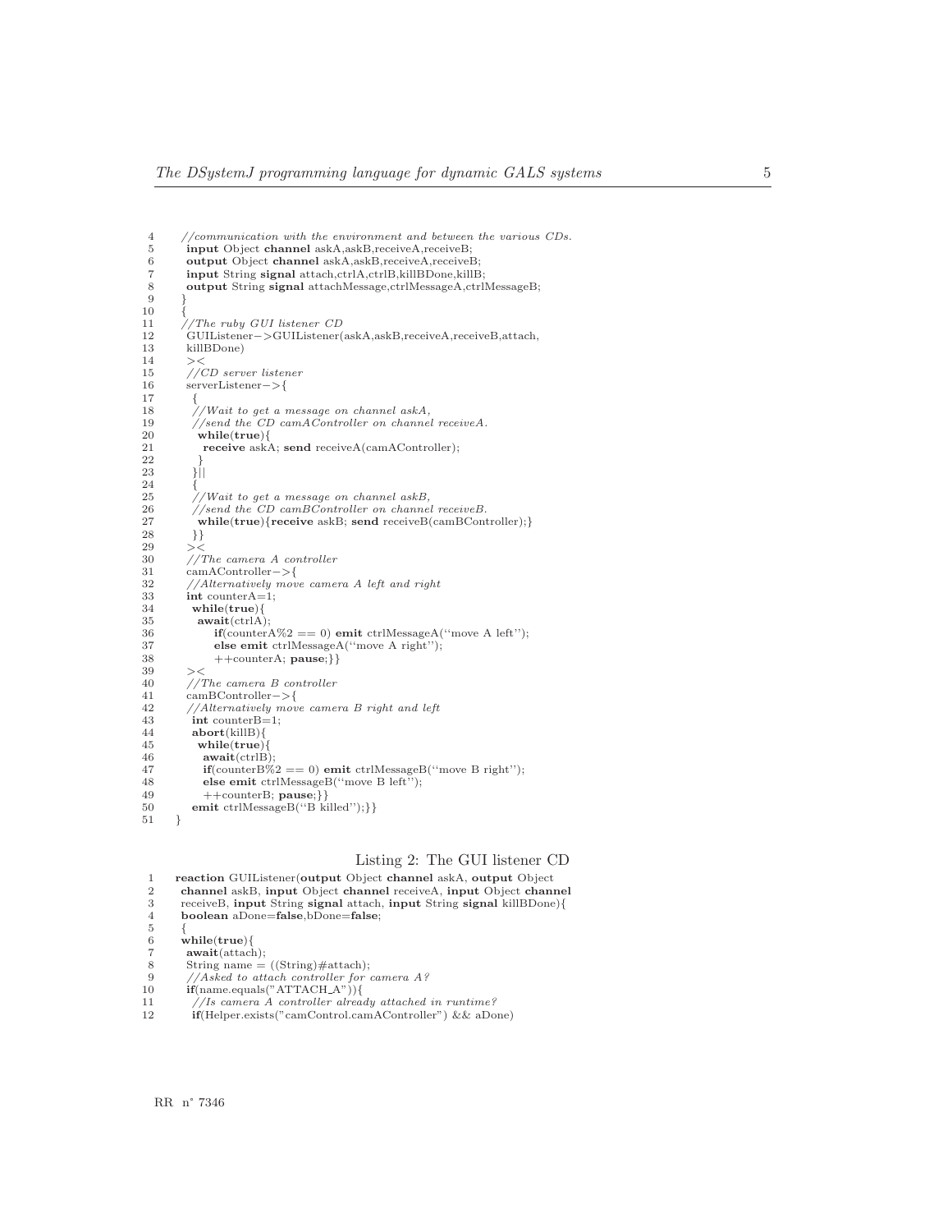```
4     //communication with the environment and between the various CDs.
5      input Object channel askA,askB,receiveA,receiveB;
6      output Object channel askA,askB,receiveA,receiveB;
7      input String signal attach,ctrlA,ctrlB,killBDone,killB;
8      output String signal attachMessage,ctrlMessageA,ctrlMessageB;
9     }
10    {
11    //The ruby GUI listener CD
12     GUIListener−>GUIListener(askA,askB,receiveA,receiveB,attach,
13     killBDone)
14     ><
15     //CD server listener
16     serverListener−>{
17       {
18       //Wait to get a message on channel askA,
19       //send the CD camAController on channel receiveA.
20        while(true){
21         receive askA; send receiveA(camAController);
22        }
23       }||
24       {
25       //Wait to get a message on channel askB,
26       //send the CD camBController on channel receiveB.
27        while(true){receive askB; send receiveB(camBController);}
28       }}
29     ><
30     //The camera A controller
31     camAController−>{
32     //Alternatively move camera A left and right
33     int counterA=1;
34      while(true){
35       await(ctrlA);
36           if(counterA%2 == 0) emit ctrlMessageA(''move A left'');
37           else emit ctrlMessageA(''move A right'');
38           ++counterA; pause;}}
39     ><
40     //The camera B controller
41     camBController−>{
42     //Alternatively move camera B right and left
43      int counterB=1;
44      abort(killB){
45       while(true){
46        await(ctrlB);
47        if(counterB%2 == 0) emit ctrlMessageB(''move B right'');
48        else emit ctrlMessageB(''move B left'');
49        ++counterB; pause;}}
50      emit ctrlMessageB(''B killed'');}}
51  }
```

Listing 2: The GUI listener CD

```
1    reaction GUIListener(output Object channel askA, output Object
2     channel askB, input Object channel receiveA, input Object channel
3     receiveB, input String signal attach, input String signal killBDone){
4     boolean aDone=false,bDone=false;
5     {
6     while(true){
7      await(attach);
8      String name = ((String)#attach);
9      //Asked to attach controller for camera A?
10     if(name.equals("ATTACH_A")){
11      //Is camera A controller already attached in runtime?
12      if(Helper.exists("camControl.camAController") && aDone)
```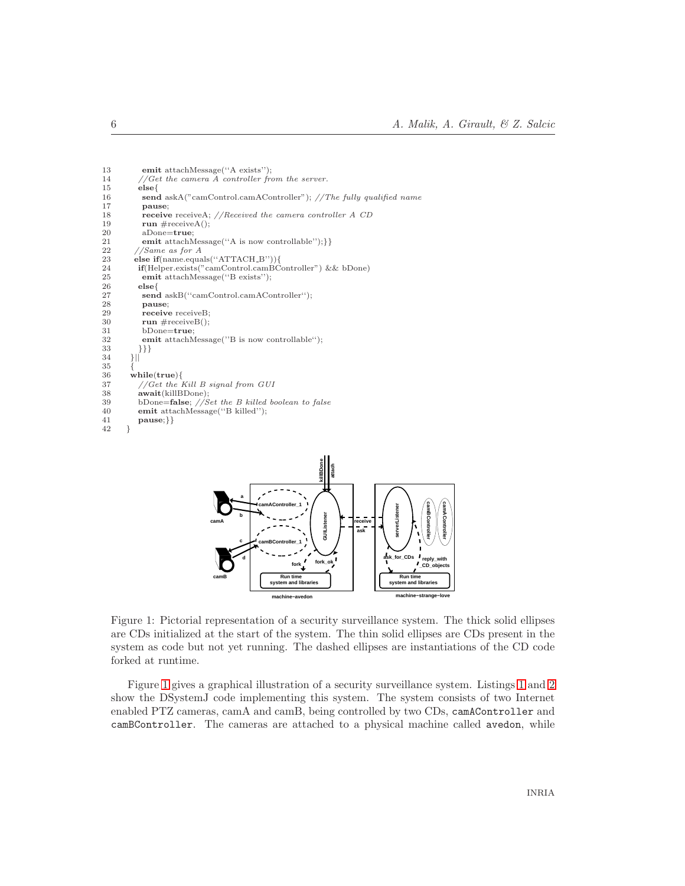```
13        emit attachMessage(''A exists'');
14       //Get the camera A controller from the server.
15       else{
16        send askA("camControl.camAController"); //The fully qualified name
17        pause;
18        receive receiveA; //Received the camera controller A CD
19        run #receiveA();
20        aDone=true;
21        emit attachMessage(''A is now controllable'');}}
22      //Same as for A
23      else if(name.equals(''ATTACH_B'')){
24       if(Helper.exists("camControl.camBController") && bDone)
25        emit attachMessage(''B exists'');
26       else{
27        send askB(''camControl.camAController'');
28        pause;
29        receive receiveB;
30        run #receiveB();
31        bDone=true;
32        emit attachMessage(''B is now controllable'');
33       }}}
34     }||
35     {
36     while(true){
37      //Get the Kill B signal from GUI
38      await(killBDone);
39      bDone=false; //Set the B killed boolean to false
40      emit attachMessage(''B killed'');
41      pause;}}
42   }
```

Figure 1: Pictorial representation of a security surveillance system. The thick solid ellipses are CDs initialized at the start of the system. The thin solid ellipses are CDs present in the system as code but not yet running. The dashed ellipses are instantiations of the CD code forked at runtime.

Figure 1 gives a graphical illustration of a security surveillance system. Listings 1 and 2 show the DSystemJ code implementing this system. The system consists of two Internet enabled PTZ cameras, camA and camB, being controlled by two CDs, `camAController` and `camBController`. The cameras are attached to a physical machine called `avedon`, while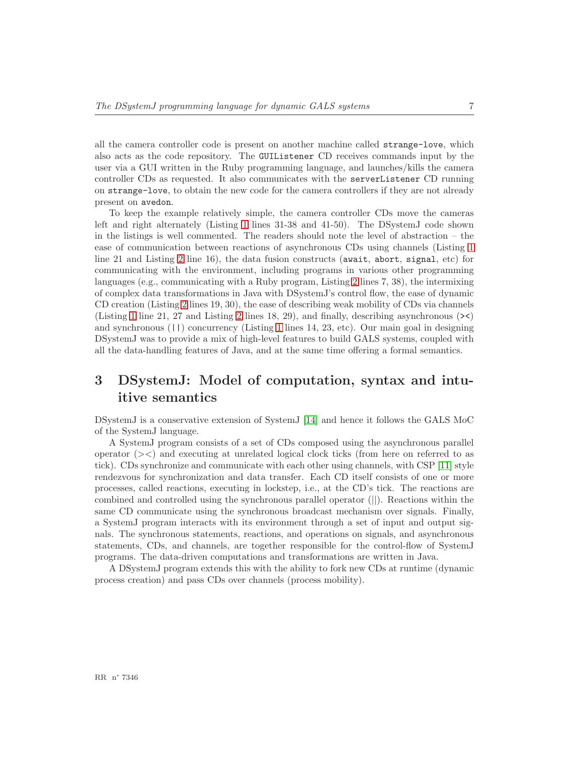all the camera controller code is present on another machine called `strange-love`, which also acts as the code repository. The `GUIListener` CD receives commands input by the user via a GUI written in the Ruby programming language, and launches/kills the camera controller CDs as requested. It also communicates with the `serverListener` CD running on `strange-love`, to obtain the new code for the camera controllers if they are not already present on `avedon`.

To keep the example relatively simple, the camera controller CDs move the cameras left and right alternately (Listing 1 lines 31-38 and 41-50). The DSystemJ code shown in the listings is well commented. The readers should note the level of abstraction – the ease of communication between reactions of asynchronous CDs using channels (Listing 1 line 21 and Listing 2 line 16), the data fusion constructs (`await`, `abort`, `signal`, etc) for communicating with the environment, including programs in various other programming languages (e.g., communicating with a Ruby program, Listing 2 lines 7, 38), the intermixing of complex data transformations in Java with DSystemJ's control flow, the ease of dynamic CD creation (Listing 2 lines 19, 30), the ease of describing weak mobility of CDs via channels (Listing 1 line 21, 27 and Listing 2 lines 18, 29), and finally, describing asynchronous (`><`) and synchronous (`||`) concurrency (Listing 1 lines 14, 23, etc). Our main goal in designing DSystemJ was to provide a mix of high-level features to build GALS systems, coupled with all the data-handling features of Java, and at the same time offering a formal semantics.

## 3 DSystemJ: Model of computation, syntax and intuitive semantics

DSystemJ is a conservative extension of SystemJ [14] and hence it follows the GALS MoC of the SystemJ language.

A SystemJ program consists of a set of CDs composed using the asynchronous parallel operator (><) and executing at unrelated logical clock ticks (from here on referred to as tick). CDs synchronize and communicate with each other using channels, with CSP [11] style rendezvous for synchronization and data transfer. Each CD itself consists of one or more processes, called reactions, executing in lockstep, i.e., at the CD's tick. The reactions are combined and controlled using the synchronous parallel operator (||). Reactions within the same CD communicate using the synchronous broadcast mechanism over signals. Finally, a SystemJ program interacts with its environment through a set of input and output signals. The synchronous statements, reactions, and operations on signals, and asynchronous statements, CDs, and channels, are together responsible for the control-flow of SystemJ programs. The data-driven computations and transformations are written in Java.

A DSystemJ program extends this with the ability to fork new CDs at runtime (dynamic process creation) and pass CDs over channels (process mobility).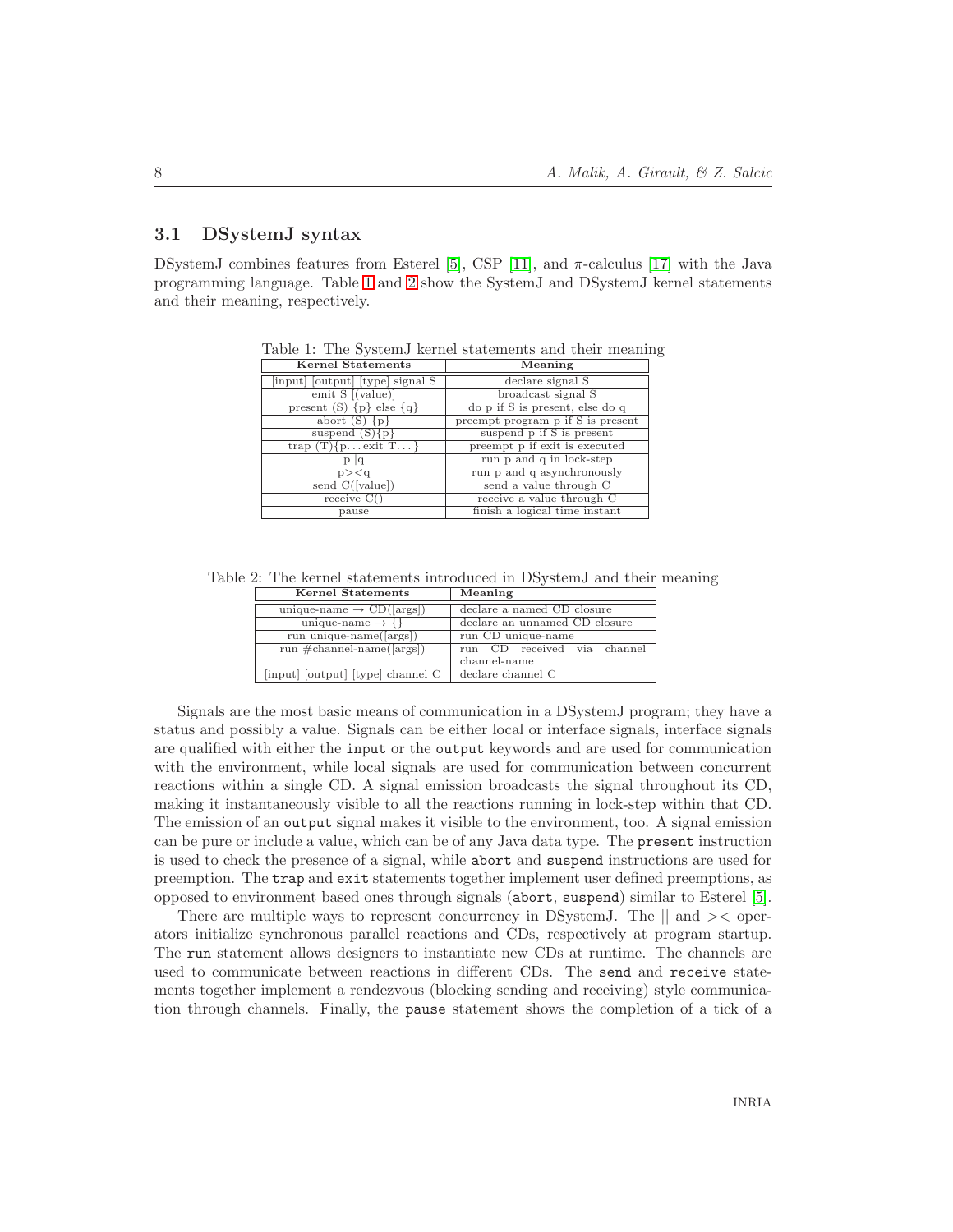### 3.1 DSystemJ syntax

DSystemJ combines features from Esterel [5], CSP [11], and $\pi$-calculus [17] with the Java programming language. Table 1 and 2 show the SystemJ and DSystemJ kernel statements and their meaning, respectively.

Table 1: The SystemJ kernel statements and their meaning

| Kernel Statements | Meaning |
|---|---|
| [input] [output] [type] signal S | declare signal S |
| emit S [(value)] | broadcast signal S |
| present (S) {p} else {q} | do p if S is present, else do q |
| abort (S) {p} | preempt program p if S is present |
| suspend (S){p} | suspend p if S is present |
| trap (T){p...exit T...} | preempt p if exit is executed |
| p\|\|q | run p and q in lock-step |
| p><q | run p and q asynchronously |
| send C([value]) | send a value through C |
| receive C() | receive a value through C |
| pause | finish a logical time instant |

Table 2: The kernel statements introduced in DSystemJ and their meaning

| Kernel Statements | Meaning |
|---|---|
| unique-name → CD([args]) | declare a named CD closure |
| unique-name → {} | declare an unnamed CD closure |
| run unique-name([args]) | run CD unique-name |
| run #channel-name([args]) | run CD received via channel channel-name |
| [input] [output] [type] channel C | declare channel C |

Signals are the most basic means of communication in a DSystemJ program; they have a status and possibly a value. Signals can be either local or interface signals, interface signals are qualified with either the `input` or the `output` keywords and are used for communication with the environment, while local signals are used for communication between concurrent reactions within a single CD. A signal emission broadcasts the signal throughout its CD, making it instantaneously visible to all the reactions running in lock-step within that CD. The emission of an `output` signal makes it visible to the environment, too. A signal emission can be pure or include a value, which can be of any Java data type. The `present` instruction is used to check the presence of a signal, while `abort` and `suspend` instructions are used for preemption. The `trap` and `exit` statements together implement user defined preemptions, as opposed to environment based ones through signals (`abort`, `suspend`) similar to Esterel [5].

There are multiple ways to represent concurrency in DSystemJ. The || and >< operators initialize synchronous parallel reactions and CDs, respectively at program startup. The `run` statement allows designers to instantiate new CDs at runtime. The channels are used to communicate between reactions in different CDs. The `send` and `receive` statements together implement a rendezvous (blocking sending and receiving) style communication through channels. Finally, the `pause` statement shows the completion of a tick of a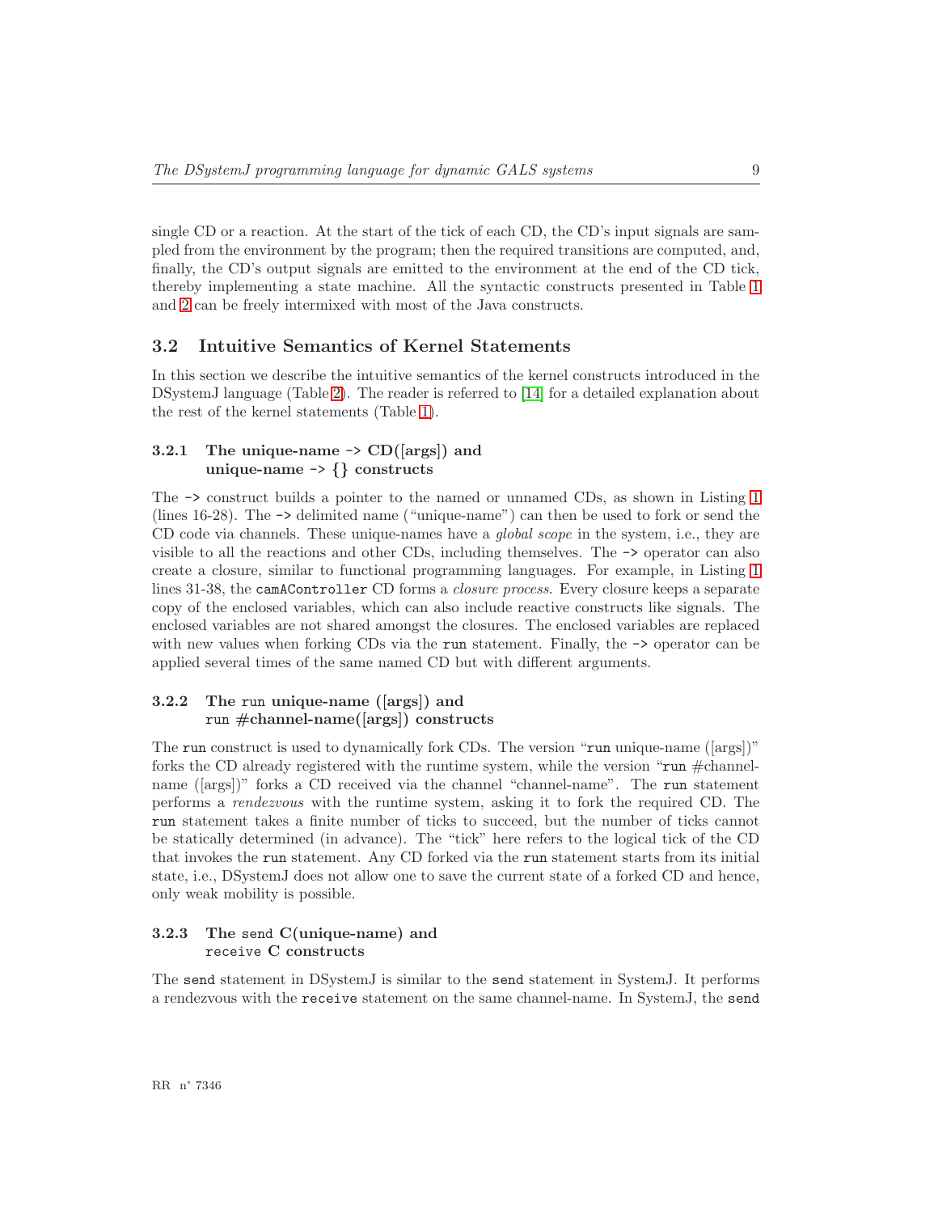single CD or a reaction. At the start of the tick of each CD, the CD's input signals are sampled from the environment by the program; then the required transitions are computed, and, finally, the CD's output signals are emitted to the environment at the end of the CD tick, thereby implementing a state machine. All the syntactic constructs presented in Table 1 and 2 can be freely intermixed with most of the Java constructs.

## 3.2 Intuitive Semantics of Kernel Statements

In this section we describe the intuitive semantics of the kernel constructs introduced in the DSystemJ language (Table 2). The reader is referred to [14] for a detailed explanation about the rest of the kernel statements (Table 1).

### 3.2.1 The unique-name -> CD([args]) and unique-name -> {} constructs

The `->` construct builds a pointer to the named or unnamed CDs, as shown in Listing 1 (lines 16-28). The `->` delimited name ("unique-name") can then be used to fork or send the CD code via channels. These unique-names have a *global scope* in the system, i.e., they are visible to all the reactions and other CDs, including themselves. The `->` operator can also create a closure, similar to functional programming languages. For example, in Listing 1 lines 31-38, the `camAController` CD forms a *closure process*. Every closure keeps a separate copy of the enclosed variables, which can also include reactive constructs like signals. The enclosed variables are not shared amongst the closures. The enclosed variables are replaced with new values when forking CDs via the `run` statement. Finally, the `->` operator can be applied several times of the same named CD but with different arguments.

### 3.2.2 The `run` unique-name ([args]) and `run` #channel-name([args]) constructs

The `run` construct is used to dynamically fork CDs. The version "`run` unique-name ([args])" forks the CD already registered with the runtime system, while the version "`run` #channel-name ([args])" forks a CD received via the channel "channel-name". The `run` statement performs a *rendezvous* with the runtime system, asking it to fork the required CD. The `run` statement takes a finite number of ticks to succeed, but the number of ticks cannot be statically determined (in advance). The "tick" here refers to the logical tick of the CD that invokes the `run` statement. Any CD forked via the `run` statement starts from its initial state, i.e., DSystemJ does not allow one to save the current state of a forked CD and hence, only weak mobility is possible.

### 3.2.3 The `send` C(unique-name) and `receive` C constructs

The `send` statement in DSystemJ is similar to the `send` statement in SystemJ. It performs a rendezvous with the `receive` statement on the same channel-name. In SystemJ, the `send`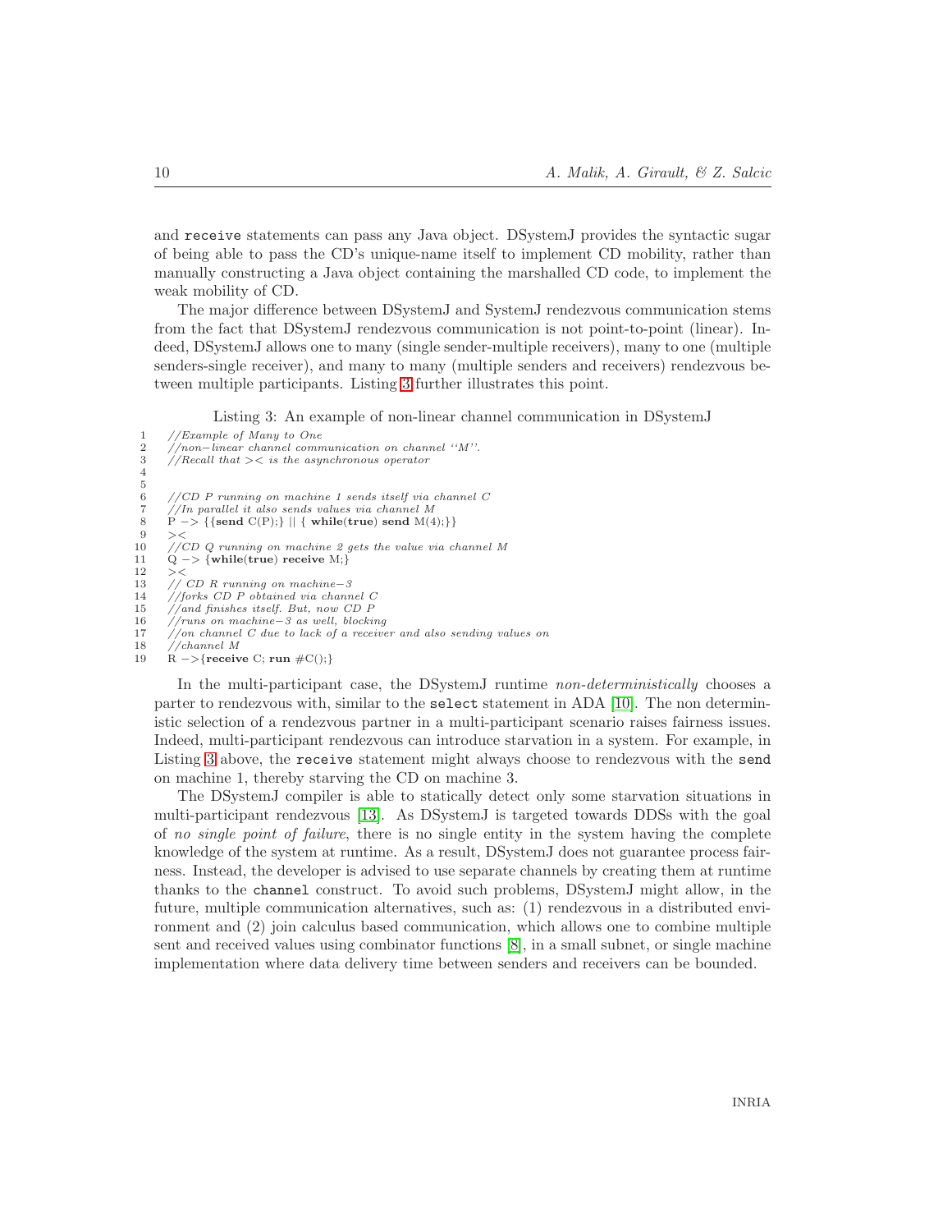and `receive` statements can pass any Java object. DSystemJ provides the syntactic sugar of being able to pass the CD's unique-name itself to implement CD mobility, rather than manually constructing a Java object containing the marshalled CD code, to implement the weak mobility of CD.

The major difference between DSystemJ and SystemJ rendezvous communication stems from the fact that DSystemJ rendezvous communication is not point-to-point (linear). Indeed, DSystemJ allows one to many (single sender-multiple receivers), many to one (multiple senders-single receiver), and many to many (multiple senders and receivers) rendezvous between multiple participants. Listing 3 further illustrates this point.

Listing 3: An example of non-linear channel communication in DSystemJ

```
1   //Example of Many to One
2   //non−linear channel communication on channel ''M''.
3   //Recall that >< is the asynchronous operator
4
5
6   //CD P running on machine 1 sends itself via channel C
7   //In parallel it also sends values via channel M
8   P −> {{send C(P);} || { while(true) send M(4);}}
9   ><
10  //CD Q running on machine 2 gets the value via channel M
11  Q −> {while(true) receive M;}
12  ><
13  // CD R running on machine−3
14  //forks CD P obtained via channel C
15  //and finishes itself. But, now CD P
16  //runs on machine−3 as well, blocking
17  //on channel C due to lack of a receiver and also sending values on
18  //channel M
19  R −>{receive C; run #C();}
```

In the multi-participant case, the DSystemJ runtime *non-deterministically* chooses a parter to rendezvous with, similar to the `select` statement in ADA [10]. The non deterministic selection of a rendezvous partner in a multi-participant scenario raises fairness issues. Indeed, multi-participant rendezvous can introduce starvation in a system. For example, in Listing 3 above, the `receive` statement might always choose to rendezvous with the `send` on machine 1, thereby starving the CD on machine 3.

The DSystemJ compiler is able to statically detect only some starvation situations in multi-participant rendezvous [13]. As DSystemJ is targeted towards DDSs with the goal of *no single point of failure*, there is no single entity in the system having the complete knowledge of the system at runtime. As a result, DSystemJ does not guarantee process fairness. Instead, the developer is advised to use separate channels by creating them at runtime thanks to the `channel` construct. To avoid such problems, DSystemJ might allow, in the future, multiple communication alternatives, such as: (1) rendezvous in a distributed environment and (2) join calculus based communication, which allows one to combine multiple sent and received values using combinator functions [8], in a small subnet, or single machine implementation where data delivery time between senders and receivers can be bounded.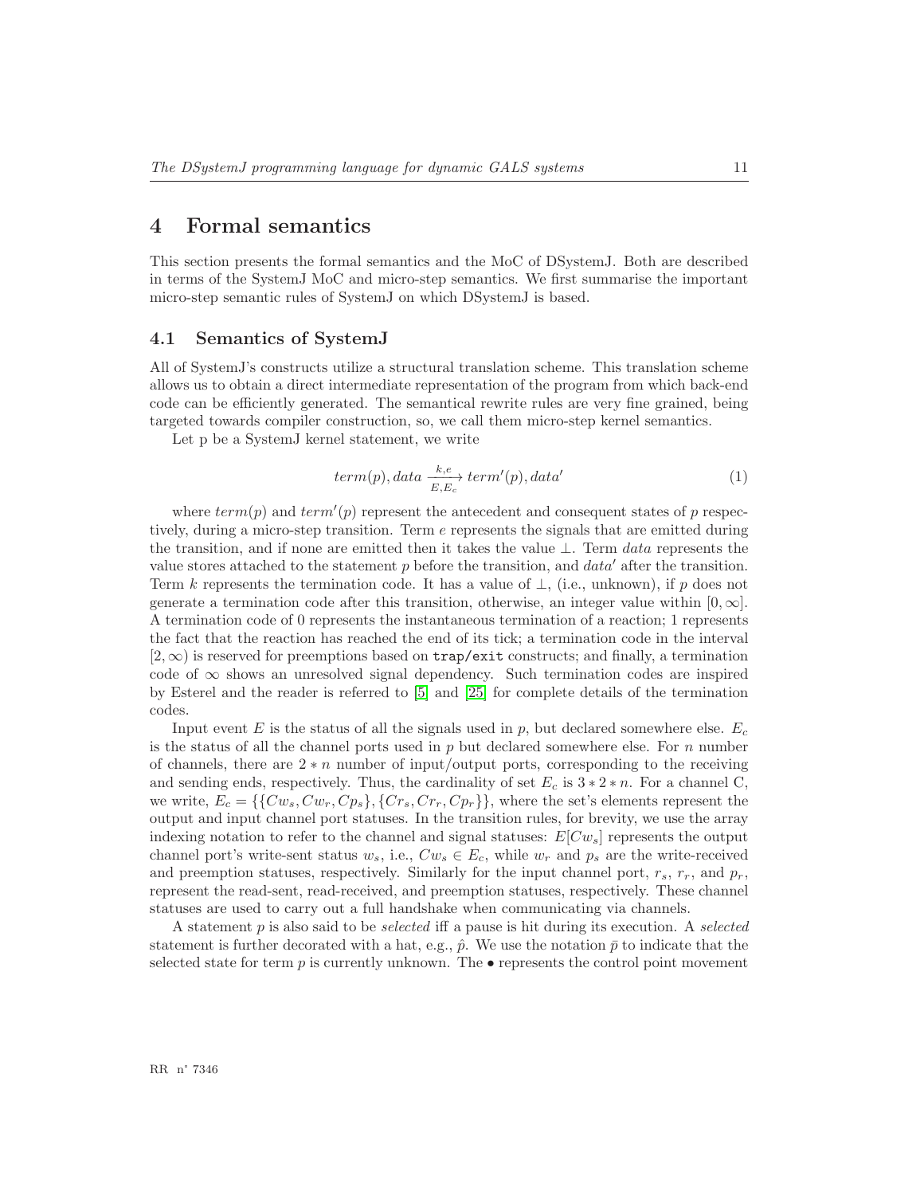# 4 Formal semantics

This section presents the formal semantics and the MoC of DSystemJ. Both are described in terms of the SystemJ MoC and micro-step semantics. We first summarise the important micro-step semantic rules of SystemJ on which DSystemJ is based.

## 4.1 Semantics of SystemJ

All of SystemJ's constructs utilize a structural translation scheme. This translation scheme allows us to obtain a direct intermediate representation of the program from which back-end code can be efficiently generated. The semantical rewrite rules are very fine grained, being targeted towards compiler construction, so, we call them micro-step kernel semantics.

Let p be a SystemJ kernel statement, we write

$$term(p), data \xrightarrow[E,E_c]{k,e} term'(p), data' \tag{1}$$

where $term(p)$ and $term'(p)$ represent the antecedent and consequent states of $p$ respectively, during a micro-step transition. Term $e$ represents the signals that are emitted during the transition, and if none are emitted then it takes the value $\perp$. Term $data$ represents the value stores attached to the statement $p$ before the transition, and $data'$ after the transition. Term $k$ represents the termination code. It has a value of $\perp$, (i.e., unknown), if $p$ does not generate a termination code after this transition, otherwise, an integer value within $[0, \infty]$. A termination code of 0 represents the instantaneous termination of a reaction; 1 represents the fact that the reaction has reached the end of its tick; a termination code in the interval $[2, \infty)$ is reserved for preemptions based on `trap/exit` constructs; and finally, a termination code of $\infty$ shows an unresolved signal dependency. Such termination codes are inspired by Esterel and the reader is referred to [5] and [25] for complete details of the termination codes.

Input event $E$ is the status of all the signals used in $p$, but declared somewhere else. $E_c$ is the status of all the channel ports used in $p$ but declared somewhere else. For $n$ number of channels, there are $2 * n$ number of input/output ports, corresponding to the receiving and sending ends, respectively. Thus, the cardinality of set $E_c$ is $3 * 2 * n$. For a channel C, we write, $E_c = \{\{Cw_s, Cw_r, Cp_s\}, \{Cr_s, Cr_r, Cp_r\}\}$, where the set's elements represent the output and input channel port statuses. In the transition rules, for brevity, we use the array indexing notation to refer to the channel and signal statuses: $E[Cw_s]$ represents the output channel port's write-sent status $w_s$, i.e., $Cw_s \in E_c$, while $w_r$ and $p_s$ are the write-received and preemption statuses, respectively. Similarly for the input channel port, $r_s$, $r_r$, and $p_r$, represent the read-sent, read-received, and preemption statuses, respectively. These channel statuses are used to carry out a full handshake when communicating via channels.

A statement $p$ is also said to be *selected* iff a pause is hit during its execution. A *selected* statement is further decorated with a hat, e.g., $\hat{p}$. We use the notation $\bar{p}$ to indicate that the selected state for term $p$ is currently unknown. The $\bullet$ represents the control point movement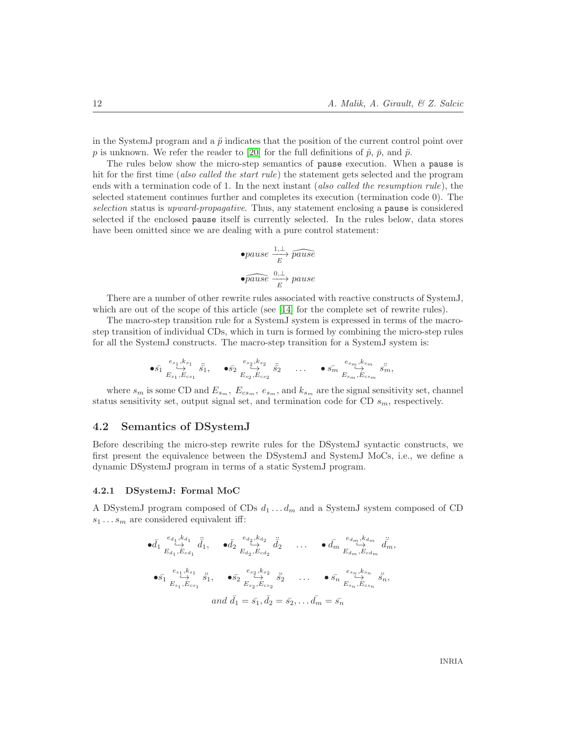in the SystemJ program and a $\ddot{p}$ indicates that the position of the current control point over $p$ is unknown. We refer the reader to [20] for the full definitions of $\hat{p}$, $\bar{p}$, and $\ddot{p}$.

The rules below show the micro-step semantics of `pause` execution. When a `pause` is hit for the first time (*also called the start rule*) the statement gets selected and the program ends with a termination code of 1. In the next instant (*also called the resumption rule*), the selected statement continues further and completes its execution (termination code 0). The *selection* status is *upward-propagative*. Thus, any statement enclosing a `pause` is considered selected if the enclosed `pause` itself is currently selected. In the rules below, data stores have been omitted since we are dealing with a pure control statement:

$$\bullet pause \xrightarrow[E]{1,\perp} \widehat{pause}$$

$$\bullet \widehat{pause} \xrightarrow[E]{0,\perp} pause$$

There are a number of other rewrite rules associated with reactive constructs of SystemJ, which are out of the scope of this article (see [14] for the complete set of rewrite rules).

The macro-step transition rule for a SystemJ system is expressed in terms of the macro-step transition of individual CDs, which in turn is formed by combining the micro-step rules for all the SystemJ constructs. The macro-step transition for a SystemJ system is:

$$\bullet \bar{s_1} \overset{e_{s_1},k_{s_1}}{\underset{E_{s_1},E_{cs_1}}{\hookrightarrow}} \ddot{s_1}, \quad \bullet \bar{s_2} \overset{e_{s_2},k_{s_2}}{\underset{E_{s_2},E_{cs_2}}{\hookrightarrow}} \ddot{s_2} \quad \ldots \quad \bullet\, \bar{s_m} \overset{e_{s_m},k_{s_m}}{\underset{E_{s_m},E_{cs_m}}{\hookrightarrow}} \ddot{s_m},$$

where $s_m$ is some CD and $E_{s_m}$, $E_{cs_m}$, $e_{s_m}$, and $k_{s_m}$ are the signal sensitivity set, channel status sensitivity set, output signal set, and termination code for CD $s_m$, respectively.

## 4.2 Semantics of DSystemJ

Before describing the micro-step rewrite rules for the DSystemJ syntactic constructs, we first present the equivalence between the DSystemJ and SystemJ MoCs, i.e., we define a dynamic DSystemJ program in terms of a static SystemJ program.

### 4.2.1 DSystemJ: Formal MoC

A DSystemJ program composed of CDs $d_1 \ldots d_m$ and a SystemJ system composed of CD $s_1 \ldots s_m$ are considered equivalent iff:

$$\bullet \bar{d_1} \overset{e_{d_1},k_{d_1}}{\underset{E_{d_1},E_{cd_1}}{\hookrightarrow}} \ddot{d_1}, \quad \bullet \bar{d_2} \overset{e_{d_2},k_{d_2}}{\underset{E_{d_2},E_{cd_2}}{\hookrightarrow}} \ddot{d_2} \quad \ldots \quad \bullet\, \bar{d_m} \overset{e_{d_m},k_{d_m}}{\underset{E_{d_m},E_{cd_m}}{\hookrightarrow}} \ddot{d_m},$$

$$\bullet \bar{s_1} \overset{e_{s_1},k_{s_1}}{\underset{E_{s_1},E_{cs_1}}{\hookrightarrow}} \ddot{s_1}, \quad \bullet \bar{s_2} \overset{e_{s_2},k_{s_2}}{\underset{E_{s_2},E_{cs_2}}{\hookrightarrow}} \ddot{s_2} \quad \ldots \quad \bullet\, \bar{s_n} \overset{e_{s_n},k_{s_n}}{\underset{E_{s_n},E_{cs_n}}{\hookrightarrow}} \ddot{s_n},$$

$$and\ \bar{d_1} = \bar{s_1}, \bar{d_2} = \bar{s_2}, \ldots \bar{d_m} = \bar{s_n}$$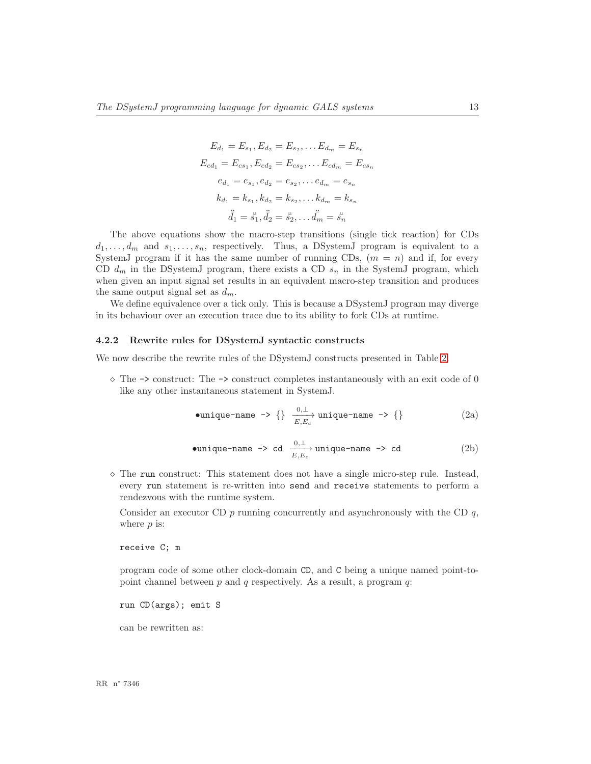$$E_{d_1} = E_{s_1}, E_{d_2} = E_{s_2}, \ldots E_{d_m} = E_{s_n}$$

$$E_{cd_1} = E_{cs_1}, E_{cd_2} = E_{cs_2}, \ldots E_{cd_m} = E_{cs_n}$$

$$e_{d_1} = e_{s_1}, e_{d_2} = e_{s_2}, \ldots e_{d_m} = e_{s_n}$$

$$k_{d_1} = k_{s_1}, k_{d_2} = k_{s_2}, \ldots k_{d_m} = k_{s_n}$$

$$\ddot{\ddot{d_1}} = \ddot{s_1}, \ddot{\ddot{d_2}} = \ddot{s_2}, \ldots \ddot{\ddot{d_m}} = \ddot{s_n}$$

The above equations show the macro-step transitions (single tick reaction) for CDs $d_1, \ldots, d_m$ and $s_1, \ldots, s_n$, respectively. Thus, a DSystemJ program is equivalent to a SystemJ program if it has the same number of running CDs, ($m = n$) and if, for every CD $d_m$ in the DSystemJ program, there exists a CD $s_n$ in the SystemJ program, which when given an input signal set results in an equivalent macro-step transition and produces the same output signal set as $d_m$.

We define equivalence over a tick only. This is because a DSystemJ program may diverge in its behaviour over an execution trace due to its ability to fork CDs at runtime.

### 4.2.2 Rewrite rules for DSystemJ syntactic constructs

We now describe the rewrite rules of the DSystemJ constructs presented in Table 2.

- The `->` construct: The `->` construct completes instantaneously with an exit code of 0 like any other instantaneous statement in SystemJ.

$$\bullet\texttt{unique-name -> \{\}} \xrightarrow[E,E_c]{0,\perp} \texttt{unique-name -> \{\}} \tag{2a}$$

$$\bullet\texttt{unique-name -> cd} \xrightarrow[E,E_c]{0,\perp} \texttt{unique-name -> cd} \tag{2b}$$

- The `run` construct: This statement does not have a single micro-step rule. Instead, every `run` statement is re-written into `send` and `receive` statements to perform a rendezvous with the runtime system.

  Consider an executor CD $p$ running concurrently and asynchronously with the CD $q$, where $p$ is:

```
receive C; m
```

  program code of some other clock-domain `CD`, and `C` being a unique named point-to-point channel between $p$ and $q$ respectively. As a result, a program $q$:

```
run CD(args); emit S
```

  can be rewritten as: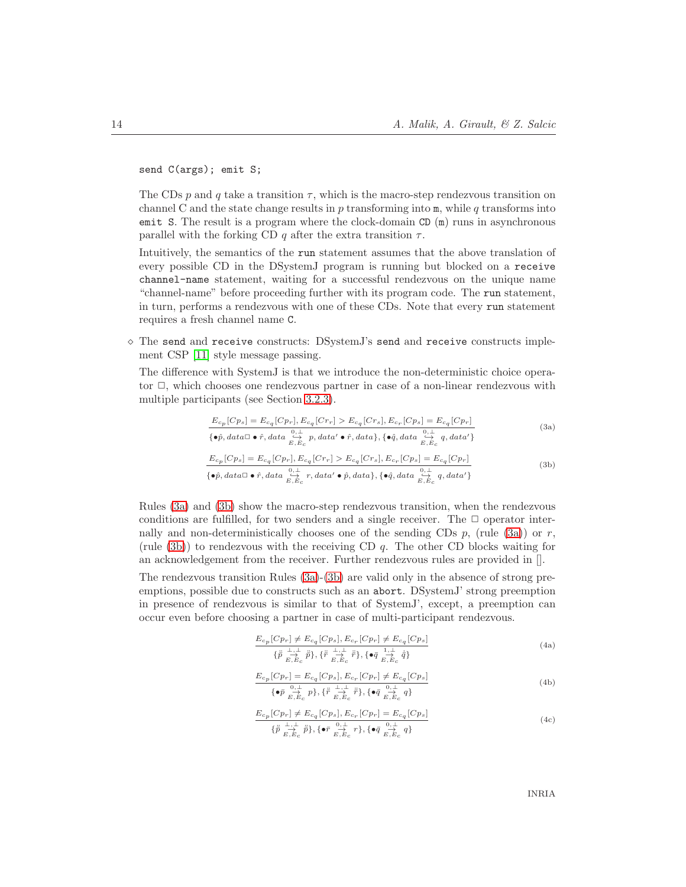```
send C(args); emit S;
```

The CDs $p$ and $q$ take a transition $\tau$, which is the macro-step rendezvous transition on channel C and the state change results in $p$ transforming into `m`, while $q$ transforms into `emit S`. The result is a program where the clock-domain `CD` (`m`) runs in asynchronous parallel with the forking CD $q$ after the extra transition $\tau$.

Intuitively, the semantics of the `run` statement assumes that the above translation of every possible CD in the DSystemJ program is running but blocked on a `receive channel-name` statement, waiting for a successful rendezvous on the unique name "channel-name" before proceeding further with its program code. The `run` statement, in turn, performs a rendezvous with one of these CDs. Note that every `run` statement requires a fresh channel name `C`.

◇ The `send` and `receive` constructs: DSystemJ's `send` and `receive` constructs implement CSP [11] style message passing.

The difference with SystemJ is that we introduce the non-deterministic choice operator $\Box$, which chooses one rendezvous partner in case of a non-linear rendezvous with multiple participants (see Section 3.2.3).

$$\frac{E_{c_p}[Cp_s] = E_{c_q}[Cp_r], E_{c_q}[Cr_r] > E_{c_q}[Cr_s], E_{c_r}[Cp_s] = E_{c_q}[Cp_r]}{\{\bullet\hat{p}, data\Box \bullet \hat{r}, data \overset{0,\perp}{\underset{E,E_c}{\hookrightarrow}} p, data' \bullet \hat{r}, data\}, \{\bullet\hat{q}, data \overset{0,\perp}{\underset{E,E_c}{\hookrightarrow}} q, data'\}} \tag{3a}$$

$$\frac{E_{c_p}[Cp_s] = E_{c_q}[Cp_r], E_{c_q}[Cr_r] > E_{c_q}[Cr_s], E_{c_r}[Cp_s] = E_{c_q}[Cp_r]}{\{\bullet\hat{p}, data\Box \bullet \hat{r}, data \overset{0,\perp}{\underset{E,E_c}{\hookrightarrow}} r, data' \bullet \hat{p}, data\}, \{\bullet\hat{q}, data \overset{0,\perp}{\underset{E,E_c}{\hookrightarrow}} q, data'\}} \tag{3b}$$

Rules (3a) and (3b) show the macro-step rendezvous transition, when the rendezvous conditions are fulfilled, for two senders and a single receiver. The $\Box$ operator internally and non-deterministically chooses one of the sending CDs $p$, (rule (3a)) or $r$, (rule (3b)) to rendezvous with the receiving CD $q$. The other CD blocks waiting for an acknowledgement from the receiver. Further rendezvous rules are provided in [].

The rendezvous transition Rules (3a)-(3b) are valid only in the absence of strong preemptions, possible due to constructs such as an `abort`. DSystemJ' strong preemption in presence of rendezvous is similar to that of SystemJ', except, a preemption can occur even before choosing a partner in case of multi-participant rendezvous.

$$\frac{E_{c_p}[Cp_r] \neq E_{c_q}[Cp_s], E_{c_r}[Cp_r] \neq E_{c_q}[Cp_s]}{\{\ddot{p} \overset{\perp,\perp}{\underset{E,E_c}{\rightarrow}} \ddot{p}\}, \{\ddot{r} \overset{\perp,\perp}{\underset{E,E_c}{\rightarrow}} \ddot{r}\}, \{\bullet\bar{q} \overset{1,\perp}{\underset{E,E_c}{\rightarrow}} \dot{q}\}} \tag{4a}$$

$$\frac{E_{c_p}[Cp_r] = E_{c_q}[Cp_s], E_{c_r}[Cp_r] \neq E_{c_q}[Cp_s]}{\{\bullet\bar{p} \overset{0,\perp}{\underset{E,E_c}{\rightarrow}} p\}, \{\ddot{r} \overset{\perp,\perp}{\underset{E,E_c}{\rightarrow}} \ddot{r}\}, \{\bullet\bar{q} \overset{0,\perp}{\underset{E,E_c}{\rightarrow}} q\}} \tag{4b}$$

$$\frac{E_{c_p}[Cp_r] \neq E_{c_q}[Cp_s], E_{c_r}[Cp_r] = E_{c_q}[Cp_s]}{\{\ddot{p} \overset{\perp,\perp}{\underset{E,E_c}{\rightarrow}} \ddot{p}\}, \{\bullet\bar{r} \overset{0,\perp}{\underset{E,E_c}{\rightarrow}} r\}, \{\bullet\bar{q} \overset{0,\perp}{\underset{E,E_c}{\rightarrow}} q\}} \tag{4c}$$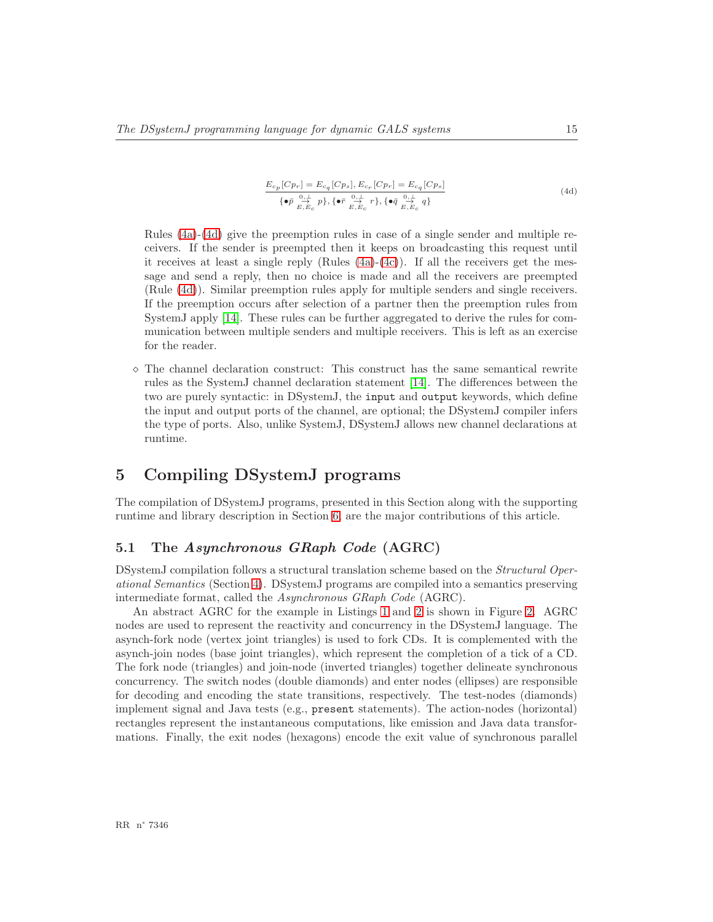$$\frac{E_{c_p}[Cp_r] = E_{c_q}[Cp_s], E_{c_r}[Cp_r] = E_{c_q}[Cp_s]}{\{\bullet\bar{p} \overset{0,\perp}{\underset{E,E_c}{\rightarrow}} p\}, \{\bullet\bar{r} \overset{0,\perp}{\underset{E,E_c}{\rightarrow}} r\}, \{\bullet\bar{q} \overset{0,\perp}{\underset{E,E_c}{\rightarrow}} q\}} \tag{4d}$$

Rules (4a)-(4d) give the preemption rules in case of a single sender and multiple receivers. If the sender is preempted then it keeps on broadcasting this request until it receives at least a single reply (Rules (4a)-(4c)). If all the receivers get the message and send a reply, then no choice is made and all the receivers are preempted (Rule (4d)). Similar preemption rules apply for multiple senders and single receivers. If the preemption occurs after selection of a partner then the preemption rules from SystemJ apply [14]. These rules can be further aggregated to derive the rules for communication between multiple senders and multiple receivers. This is left as an exercise for the reader.

- ⋄ The channel declaration construct: This construct has the same semantical rewrite rules as the SystemJ channel declaration statement [14]. The differences between the two are purely syntactic: in DSystemJ, the `input` and `output` keywords, which define the input and output ports of the channel, are optional; the DSystemJ compiler infers the type of ports. Also, unlike SystemJ, DSystemJ allows new channel declarations at runtime.

# 5 Compiling DSystemJ programs

The compilation of DSystemJ programs, presented in this Section along with the supporting runtime and library description in Section 6, are the major contributions of this article.

## 5.1 The *Asynchronous GRaph Code* (AGRC)

DSystemJ compilation follows a structural translation scheme based on the *Structural Operational Semantics* (Section 4). DSystemJ programs are compiled into a semantics preserving intermediate format, called the *Asynchronous GRaph Code* (AGRC).

An abstract AGRC for the example in Listings 1 and 2 is shown in Figure 2. AGRC nodes are used to represent the reactivity and concurrency in the DSystemJ language. The asynch-fork node (vertex joint triangles) is used to fork CDs. It is complemented with the asynch-join nodes (base joint triangles), which represent the completion of a tick of a CD. The fork node (triangles) and join-node (inverted triangles) together delineate synchronous concurrency. The switch nodes (double diamonds) and enter nodes (ellipses) are responsible for decoding and encoding the state transitions, respectively. The test-nodes (diamonds) implement signal and Java tests (e.g., `present` statements). The action-nodes (horizontal) rectangles represent the instantaneous computations, like emission and Java data transformations. Finally, the exit nodes (hexagons) encode the exit value of synchronous parallel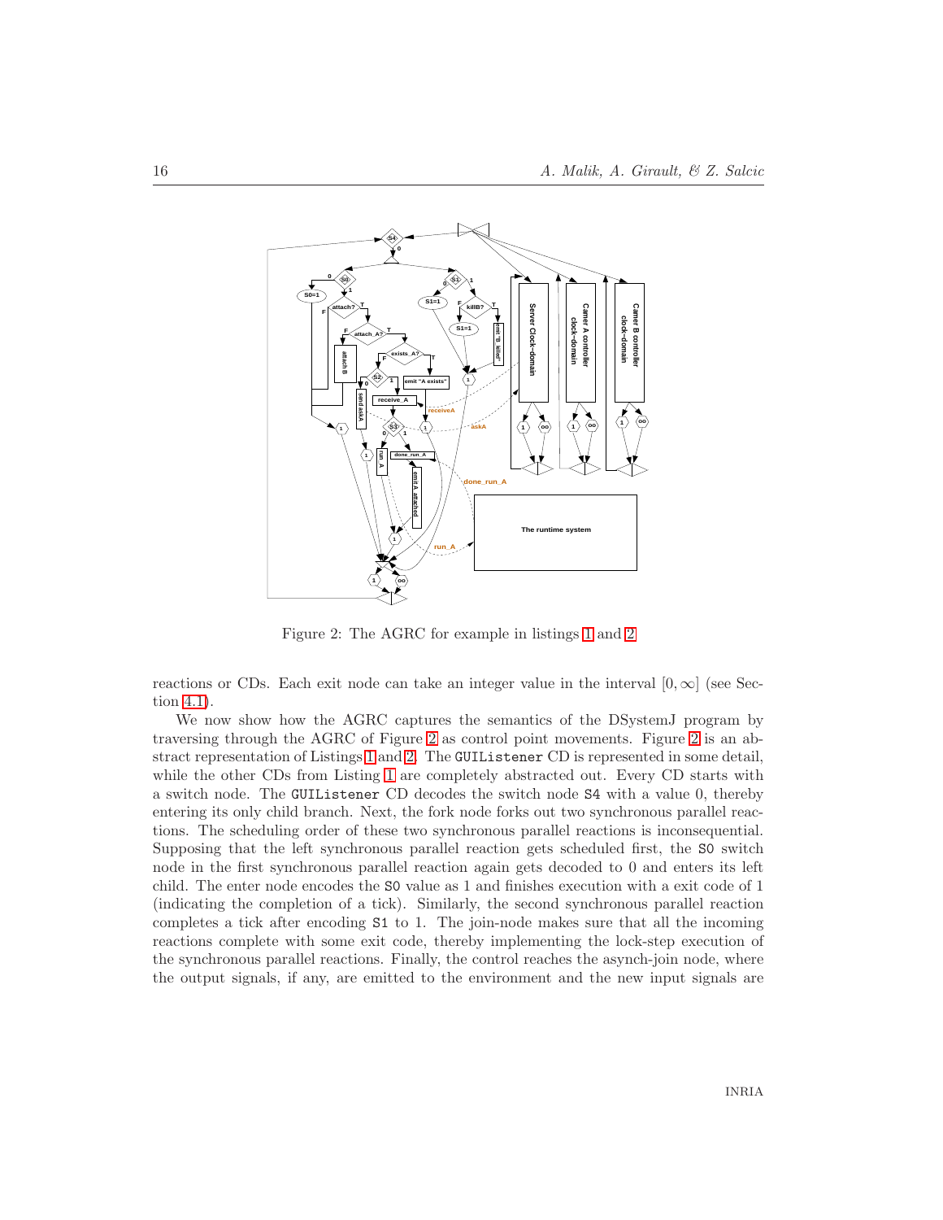Figure 2: The AGRC for example in listings 1 and 2

reactions or CDs. Each exit node can take an integer value in the interval $[0, \infty]$ (see Section 4.1).

We now show how the AGRC captures the semantics of the DSystemJ program by traversing through the AGRC of Figure 2 as control point movements. Figure 2 is an abstract representation of Listings 1 and 2. The `GUIListener` CD is represented in some detail, while the other CDs from Listing 1 are completely abstracted out. Every CD starts with a switch node. The `GUIListener` CD decodes the switch node `S4` with a value 0, thereby entering its only child branch. Next, the fork node forks out two synchronous parallel reactions. The scheduling order of these two synchronous parallel reactions is inconsequential. Supposing that the left synchronous parallel reaction gets scheduled first, the `S0` switch node in the first synchronous parallel reaction again gets decoded to 0 and enters its left child. The enter node encodes the `S0` value as 1 and finishes execution with a exit code of 1 (indicating the completion of a tick). Similarly, the second synchronous parallel reaction completes a tick after encoding `S1` to 1. The join-node makes sure that all the incoming reactions complete with some exit code, thereby implementing the lock-step execution of the synchronous parallel reactions. Finally, the control reaches the asynch-join node, where the output signals, if any, are emitted to the environment and the new input signals are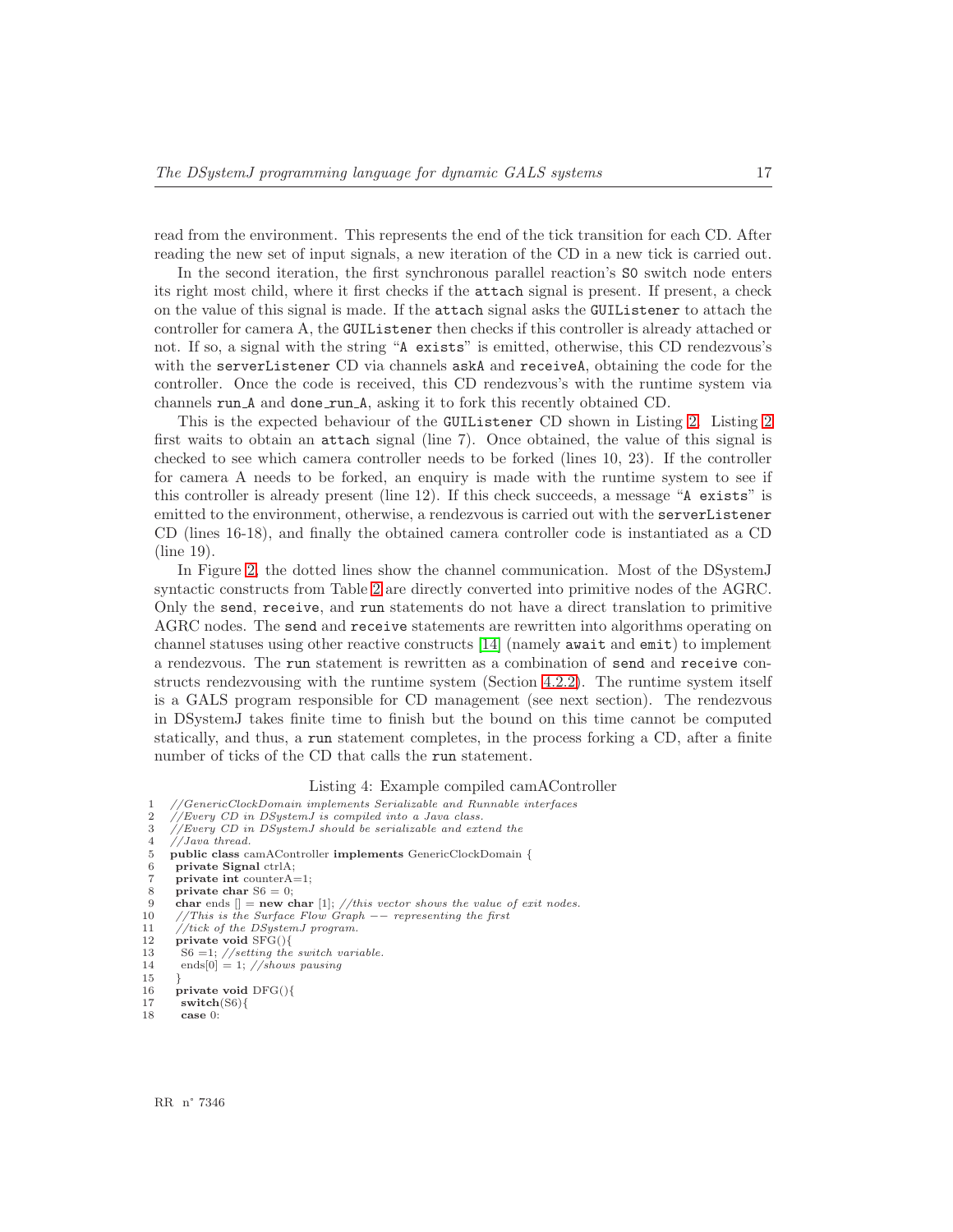read from the environment. This represents the end of the tick transition for each CD. After reading the new set of input signals, a new iteration of the CD in a new tick is carried out.

In the second iteration, the first synchronous parallel reaction's `S0` switch node enters its right most child, where it first checks if the `attach` signal is present. If present, a check on the value of this signal is made. If the `attach` signal asks the `GUIListener` to attach the controller for camera A, the `GUIListener` then checks if this controller is already attached or not. If so, a signal with the string "`A exists`" is emitted, otherwise, this CD rendezvous's with the `serverListener` CD via channels `askA` and `receiveA`, obtaining the code for the controller. Once the code is received, this CD rendezvous's with the runtime system via channels `run_A` and `done_run_A`, asking it to fork this recently obtained CD.

This is the expected behaviour of the `GUIListener` CD shown in Listing 2. Listing 2 first waits to obtain an `attach` signal (line 7). Once obtained, the value of this signal is checked to see which camera controller needs to be forked (lines 10, 23). If the controller for camera A needs to be forked, an enquiry is made with the runtime system to see if this controller is already present (line 12). If this check succeeds, a message "`A exists`" is emitted to the environment, otherwise, a rendezvous is carried out with the `serverListener` CD (lines 16-18), and finally the obtained camera controller code is instantiated as a CD (line 19).

In Figure 2, the dotted lines show the channel communication. Most of the DSystemJ syntactic constructs from Table 2 are directly converted into primitive nodes of the AGRC. Only the `send`, `receive`, and `run` statements do not have a direct translation to primitive AGRC nodes. The `send` and `receive` statements are rewritten into algorithms operating on channel statuses using other reactive constructs [14] (namely `await` and `emit`) to implement a rendezvous. The `run` statement is rewritten as a combination of `send` and `receive` constructs rendezvousing with the runtime system (Section 4.2.2). The runtime system itself is a GALS program responsible for CD management (see next section). The rendezvous in DSystemJ takes finite time to finish but the bound on this time cannot be computed statically, and thus, a `run` statement completes, in the process forking a CD, after a finite number of ticks of the CD that calls the `run` statement.

Listing 4: Example compiled camAController

```
1  //GenericClockDomain implements Serializable and Runnable interfaces
2  //Every CD in DSystemJ is compiled into a Java class.
3  //Every CD in DSystemJ should be serializable and extend the
4  //Java thread.
5  public class camAController implements GenericClockDomain {
6   private Signal ctrlA;
7   private int counterA=1;
8   private char S6 = 0;
9   char ends [] = new char [1]; //this vector shows the value of exit nodes.
10  //This is the Surface Flow Graph -- representing the first
11  //tick of the DSystemJ program.
12  private void SFG(){
13   S6 =1; //setting the switch variable.
14   ends[0] = 1; //shows pausing
15  }
16  private void DFG(){
17   switch(S6){
18   case 0:
```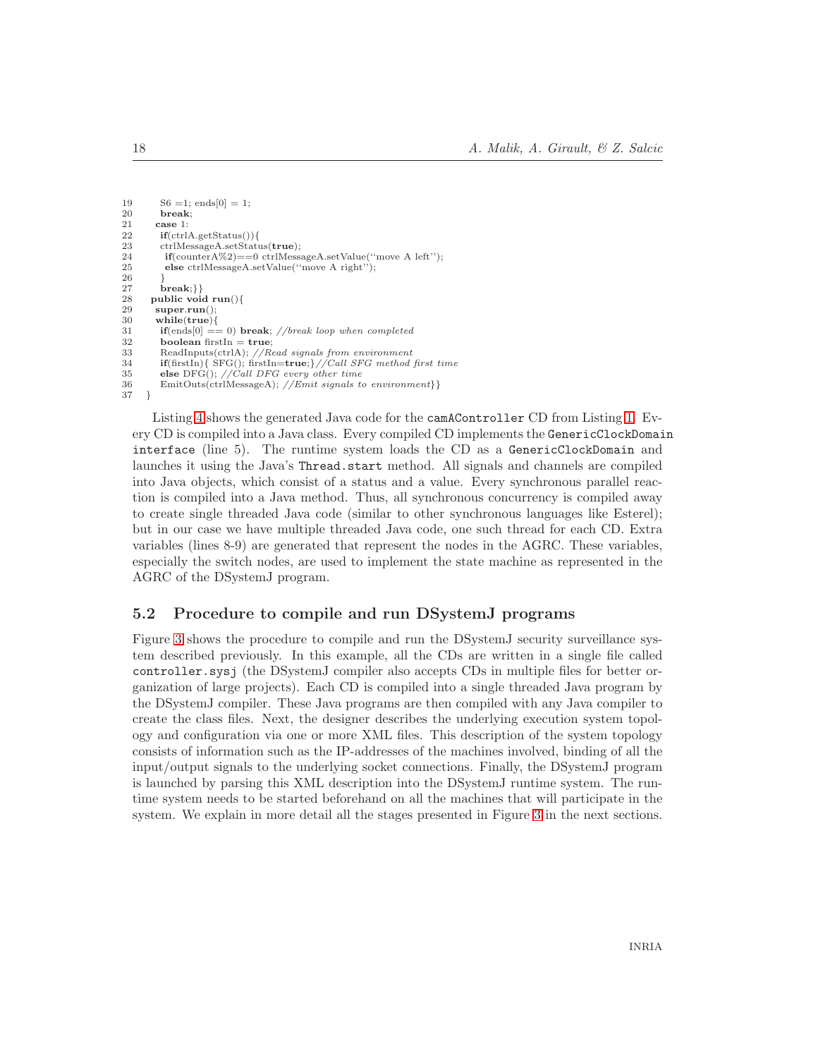```
19        S6 =1; ends[0] = 1;
20        break;
21      case 1:
22        if(ctrlA.getStatus()){
23        ctrlMessageA.setStatus(true);
24          if(counterA%2)==0 ctrlMessageA.setValue(''move A left'');
25          else ctrlMessageA.setValue(''move A right'');
26        }
27        break;}}
28    public void run(){
29      super.run();
30      while(true){
31        if(ends[0] == 0) break; //break loop when completed
32        boolean firstIn = true;
33        ReadInputs(ctrlA); //Read signals from environment
34        if(firstIn){ SFG(); firstIn=true;}//Call SFG method first time
35        else DFG(); //Call DFG every other time
36        EmitOuts(ctrlMessageA); //Emit signals to environment}}
37  }
```

Listing 4 shows the generated Java code for the `camAController` CD from Listing 1. Every CD is compiled into a Java class. Every compiled CD implements the `GenericClockDomain interface` (line 5). The runtime system loads the CD as a `GenericClockDomain` and launches it using the Java's `Thread.start` method. All signals and channels are compiled into Java objects, which consist of a status and a value. Every synchronous parallel reaction is compiled into a Java method. Thus, all synchronous concurrency is compiled away to create single threaded Java code (similar to other synchronous languages like Esterel); but in our case we have multiple threaded Java code, one such thread for each CD. Extra variables (lines 8-9) are generated that represent the nodes in the AGRC. These variables, especially the switch nodes, are used to implement the state machine as represented in the AGRC of the DSystemJ program.

## 5.2 Procedure to compile and run DSystemJ programs

Figure 3 shows the procedure to compile and run the DSystemJ security surveillance system described previously. In this example, all the CDs are written in a single file called `controller.sysj` (the DSystemJ compiler also accepts CDs in multiple files for better organization of large projects). Each CD is compiled into a single threaded Java program by the DSystemJ compiler. These Java programs are then compiled with any Java compiler to create the class files. Next, the designer describes the underlying execution system topology and configuration via one or more XML files. This description of the system topology consists of information such as the IP-addresses of the machines involved, binding of all the input/output signals to the underlying socket connections. Finally, the DSystemJ program is launched by parsing this XML description into the DSystemJ runtime system. The runtime system needs to be started beforehand on all the machines that will participate in the system. We explain in more detail all the stages presented in Figure 3 in the next sections.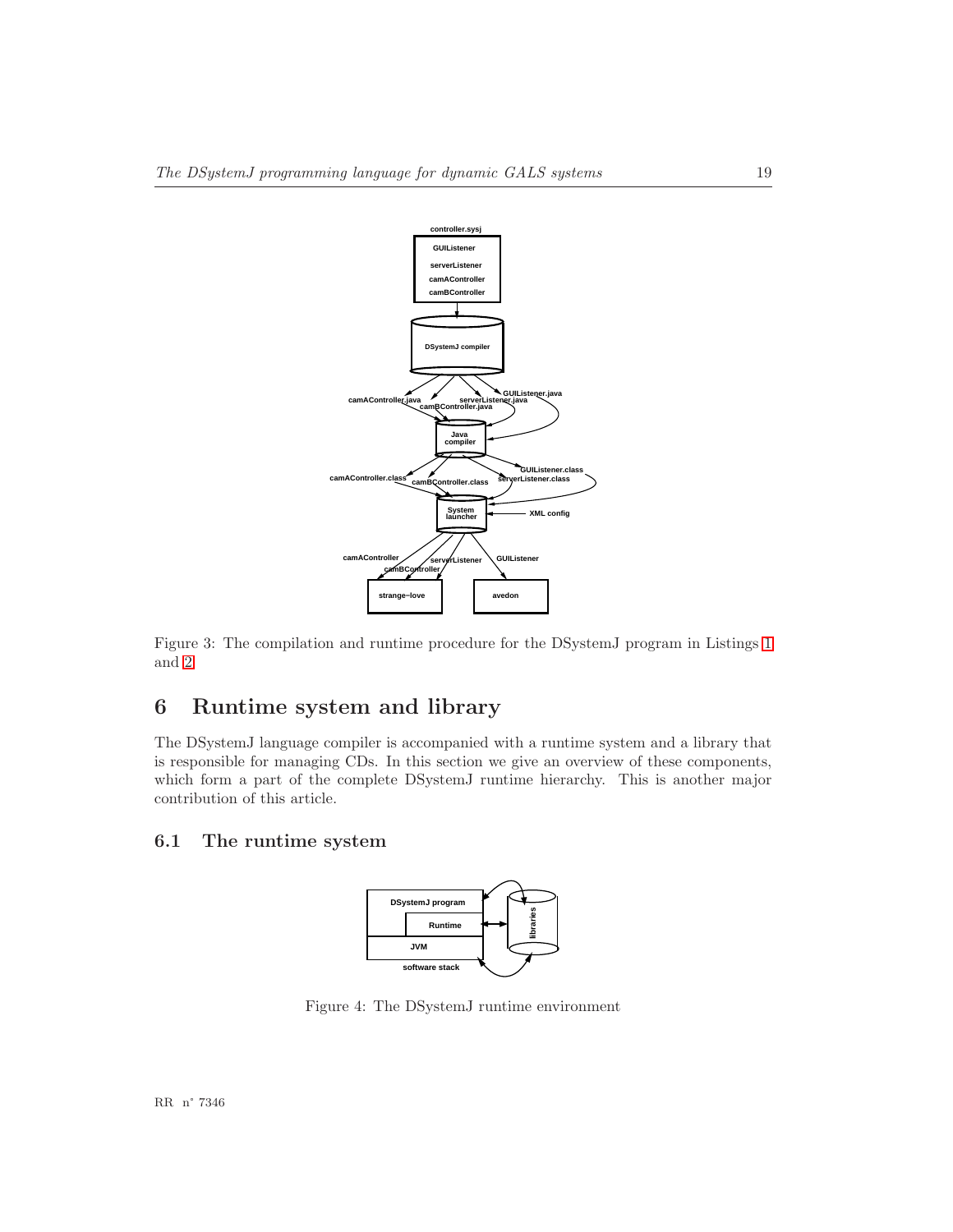Figure 3: The compilation and runtime procedure for the DSystemJ program in Listings 1 and 2

## 6 Runtime system and library

The DSystemJ language compiler is accompanied with a runtime system and a library that is responsible for managing CDs. In this section we give an overview of these components, which form a part of the complete DSystemJ runtime hierarchy. This is another major contribution of this article.

### 6.1 The runtime system

Figure 4: The DSystemJ runtime environment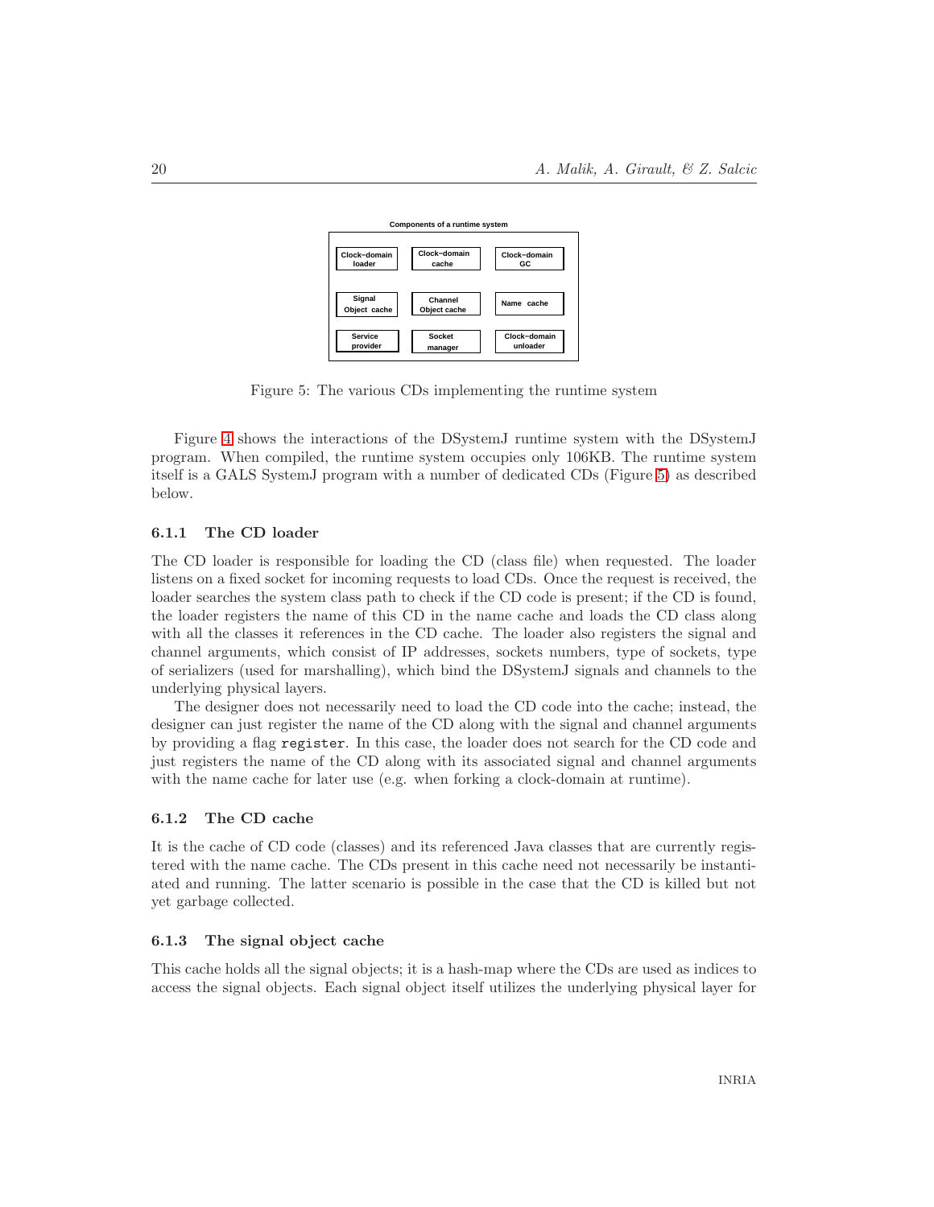Components of a runtime system

| Clock-domain loader | Clock-domain cache | Clock-domain GC |
| --- | --- | --- |
| Signal Object cache | Channel Object cache | Name cache |
| Service provider | Socket manager | Clock-domain unloader |

Figure 5: The various CDs implementing the runtime system

Figure 4 shows the interactions of the DSystemJ runtime system with the DSystemJ program. When compiled, the runtime system occupies only 106KB. The runtime system itself is a GALS SystemJ program with a number of dedicated CDs (Figure 5) as described below.

### 6.1.1 The CD loader

The CD loader is responsible for loading the CD (class file) when requested. The loader listens on a fixed socket for incoming requests to load CDs. Once the request is received, the loader searches the system class path to check if the CD code is present; if the CD is found, the loader registers the name of this CD in the name cache and loads the CD class along with all the classes it references in the CD cache. The loader also registers the signal and channel arguments, which consist of IP addresses, sockets numbers, type of sockets, type of serializers (used for marshalling), which bind the DSystemJ signals and channels to the underlying physical layers.

The designer does not necessarily need to load the CD code into the cache; instead, the designer can just register the name of the CD along with the signal and channel arguments by providing a flag `register`. In this case, the loader does not search for the CD code and just registers the name of the CD along with its associated signal and channel arguments with the name cache for later use (e.g. when forking a clock-domain at runtime).

### 6.1.2 The CD cache

It is the cache of CD code (classes) and its referenced Java classes that are currently registered with the name cache. The CDs present in this cache need not necessarily be instantiated and running. The latter scenario is possible in the case that the CD is killed but not yet garbage collected.

### 6.1.3 The signal object cache

This cache holds all the signal objects; it is a hash-map where the CDs are used as indices to access the signal objects. Each signal object itself utilizes the underlying physical layer for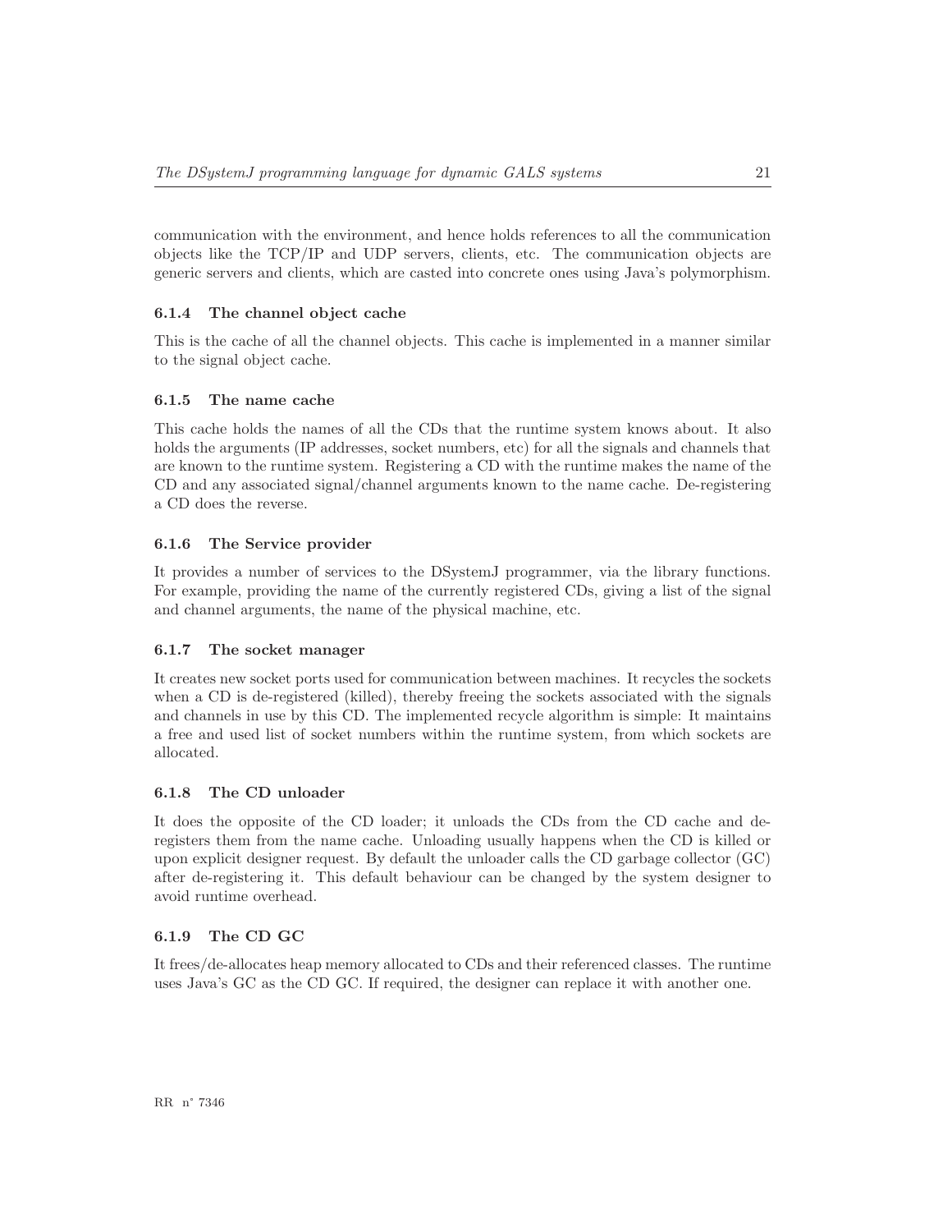communication with the environment, and hence holds references to all the communication objects like the TCP/IP and UDP servers, clients, etc. The communication objects are generic servers and clients, which are casted into concrete ones using Java's polymorphism.

### 6.1.4 The channel object cache

This is the cache of all the channel objects. This cache is implemented in a manner similar to the signal object cache.

### 6.1.5 The name cache

This cache holds the names of all the CDs that the runtime system knows about. It also holds the arguments (IP addresses, socket numbers, etc) for all the signals and channels that are known to the runtime system. Registering a CD with the runtime makes the name of the CD and any associated signal/channel arguments known to the name cache. De-registering a CD does the reverse.

### 6.1.6 The Service provider

It provides a number of services to the DSystemJ programmer, via the library functions. For example, providing the name of the currently registered CDs, giving a list of the signal and channel arguments, the name of the physical machine, etc.

### 6.1.7 The socket manager

It creates new socket ports used for communication between machines. It recycles the sockets when a CD is de-registered (killed), thereby freeing the sockets associated with the signals and channels in use by this CD. The implemented recycle algorithm is simple: It maintains a free and used list of socket numbers within the runtime system, from which sockets are allocated.

### 6.1.8 The CD unloader

It does the opposite of the CD loader; it unloads the CDs from the CD cache and de-registers them from the name cache. Unloading usually happens when the CD is killed or upon explicit designer request. By default the unloader calls the CD garbage collector (GC) after de-registering it. This default behaviour can be changed by the system designer to avoid runtime overhead.

### 6.1.9 The CD GC

It frees/de-allocates heap memory allocated to CDs and their referenced classes. The runtime uses Java's GC as the CD GC. If required, the designer can replace it with another one.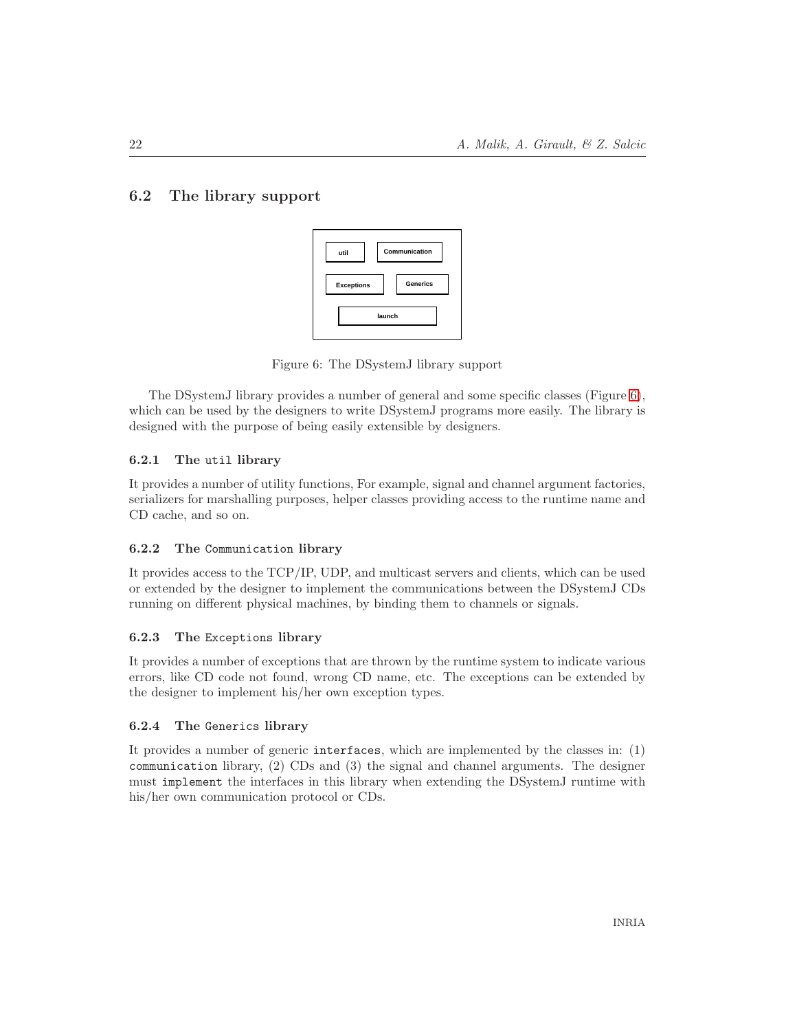## 6.2 The library support

util | Communication | Exceptions | Generics | launch

Figure 6: The DSystemJ library support

The DSystemJ library provides a number of general and some specific classes (Figure 6), which can be used by the designers to write DSystemJ programs more easily. The library is designed with the purpose of being easily extensible by designers.

### 6.2.1 The `util` library

It provides a number of utility functions, For example, signal and channel argument factories, serializers for marshalling purposes, helper classes providing access to the runtime name and CD cache, and so on.

### 6.2.2 The `Communication` library

It provides access to the TCP/IP, UDP, and multicast servers and clients, which can be used or extended by the designer to implement the communications between the DSystemJ CDs running on different physical machines, by binding them to channels or signals.

### 6.2.3 The `Exceptions` library

It provides a number of exceptions that are thrown by the runtime system to indicate various errors, like CD code not found, wrong CD name, etc. The exceptions can be extended by the designer to implement his/her own exception types.

### 6.2.4 The `Generics` library

It provides a number of generic `interfaces`, which are implemented by the classes in: (1) `communication` library, (2) CDs and (3) the signal and channel arguments. The designer must `implement` the interfaces in this library when extending the DSystemJ runtime with his/her own communication protocol or CDs.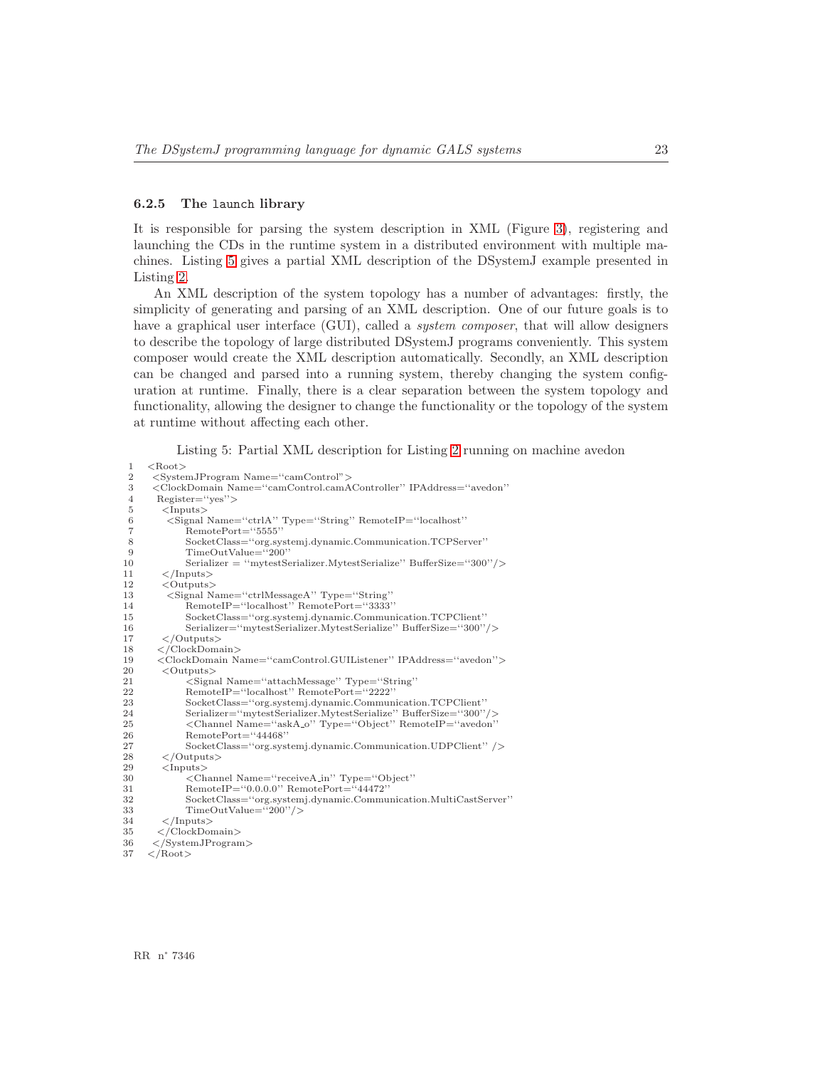#### 6.2.5 The `launch` library

It is responsible for parsing the system description in XML (Figure 3), registering and launching the CDs in the runtime system in a distributed environment with multiple machines. Listing 5 gives a partial XML description of the DSystemJ example presented in Listing 2.

An XML description of the system topology has a number of advantages: firstly, the simplicity of generating and parsing of an XML description. One of our future goals is to have a graphical user interface (GUI), called a *system composer*, that will allow designers to describe the topology of large distributed DSystemJ programs conveniently. This system composer would create the XML description automatically. Secondly, an XML description can be changed and parsed into a running system, thereby changing the system configuration at runtime. Finally, there is a clear separation between the system topology and functionality, allowing the designer to change the functionality or the topology of the system at runtime without affecting each other.

Listing 5: Partial XML description for Listing 2 running on machine avedon

```
1  <Root>
2   <SystemJProgram Name=''camControl''>
3   <ClockDomain Name=''camControl.camAController'' IPAddress=''avedon''
4    Register=''yes''>
5     <Inputs>
6      <Signal Name=''ctrlA'' Type=''String'' RemoteIP=''localhost''
7           RemotePort=''5555''
8           SocketClass=''org.systemj.dynamic.Communication.TCPServer''
9           TimeOutValue=''200''
10          Serializer = ''mytestSerializer.MytestSerialize'' BufferSize=''300''/>
11    </Inputs>
12    <Outputs>
13     <Signal Name=''ctrlMessageA'' Type=''String''
14          RemoteIP=''localhost'' RemotePort=''3333''
15          SocketClass=''org.systemj.dynamic.Communication.TCPClient''
16          Serializer=''mytestSerializer.MytestSerialize'' BufferSize=''300''/>
17    </Outputs>
18   </ClockDomain>
19   <ClockDomain Name=''camControl.GUIListener'' IPAddress=''avedon''>
20    <Outputs>
21          <Signal Name=''attachMessage'' Type=''String''
22          RemoteIP=''localhost'' RemotePort=''2222''
23          SocketClass=''org.systemj.dynamic.Communication.TCPClient''
24          Serializer=''mytestSerializer.MytestSerialize'' BufferSize=''300''/>
25          <Channel Name=''askA_o'' Type=''Object'' RemoteIP=''avedon''
26          RemotePort=''44468''
27          SocketClass=''org.systemj.dynamic.Communication.UDPClient'' />
28    </Outputs>
29    <Inputs>
30          <Channel Name=''receiveA_in'' Type=''Object''
31          RemoteIP=''0.0.0.0'' RemotePort=''44472''
32          SocketClass=''org.systemj.dynamic.Communication.MultiCastServer''
33          TimeOutValue=''200''/>
34    </Inputs>
35   </ClockDomain>
36  </SystemJProgram>
37 </Root>
```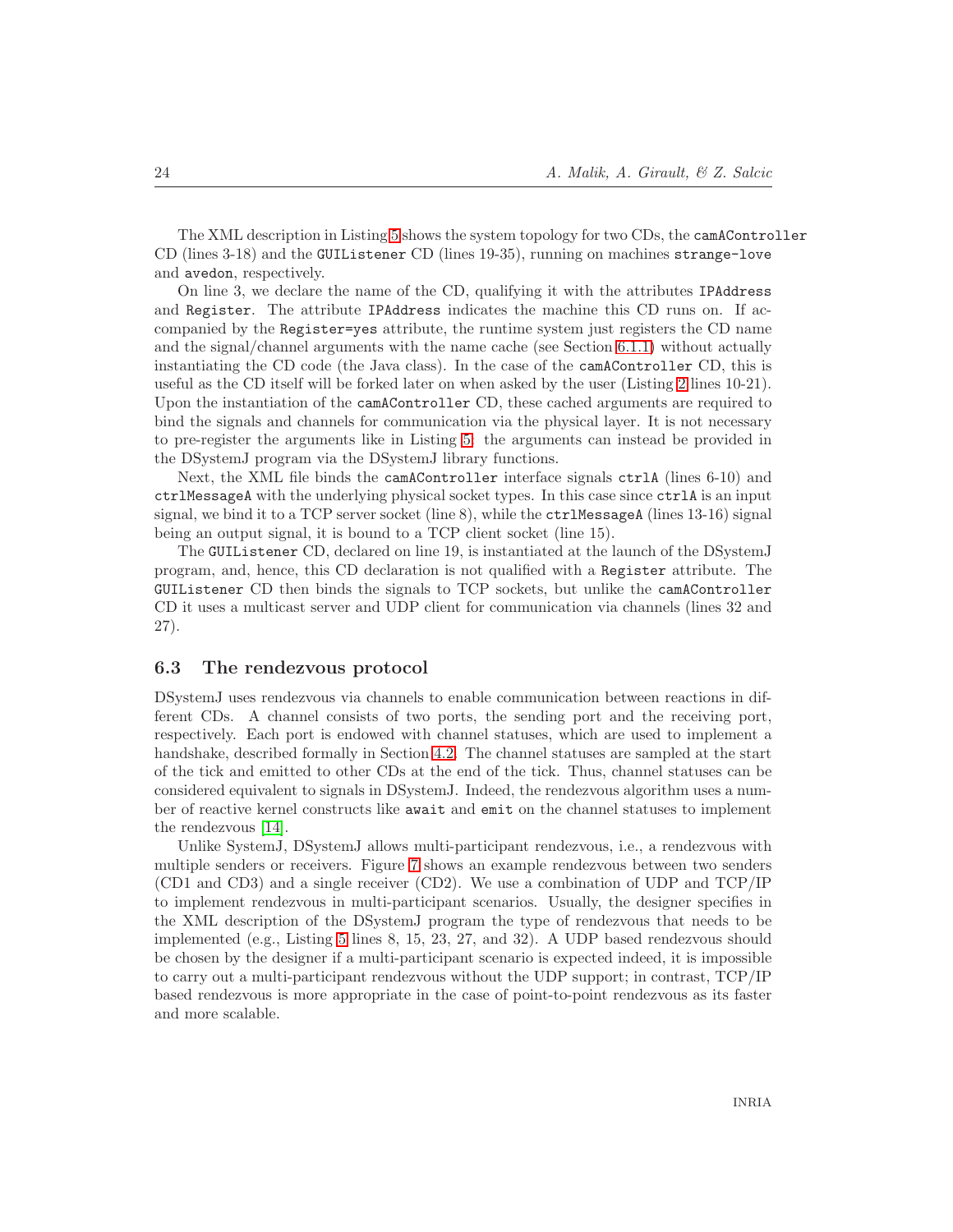The XML description in Listing 5 shows the system topology for two CDs, the `camAController` CD (lines 3-18) and the `GUIListener` CD (lines 19-35), running on machines `strange-love` and `avedon`, respectively.

On line 3, we declare the name of the CD, qualifying it with the attributes `IPAddress` and `Register`. The attribute `IPAddress` indicates the machine this CD runs on. If accompanied by the `Register=yes` attribute, the runtime system just registers the CD name and the signal/channel arguments with the name cache (see Section 6.1.1) without actually instantiating the CD code (the Java class). In the case of the `camAController` CD, this is useful as the CD itself will be forked later on when asked by the user (Listing 2 lines 10-21). Upon the instantiation of the `camAController` CD, these cached arguments are required to bind the signals and channels for communication via the physical layer. It is not necessary to pre-register the arguments like in Listing 5: the arguments can instead be provided in the DSystemJ program via the DSystemJ library functions.

Next, the XML file binds the `camAController` interface signals `ctrlA` (lines 6-10) and `ctrlMessageA` with the underlying physical socket types. In this case since `ctrlA` is an input signal, we bind it to a TCP server socket (line 8), while the `ctrlMessageA` (lines 13-16) signal being an output signal, it is bound to a TCP client socket (line 15).

The `GUIListener` CD, declared on line 19, is instantiated at the launch of the DSystemJ program, and, hence, this CD declaration is not qualified with a `Register` attribute. The `GUIListener` CD then binds the signals to TCP sockets, but unlike the `camAController` CD it uses a multicast server and UDP client for communication via channels (lines 32 and 27).

## 6.3 The rendezvous protocol

DSystemJ uses rendezvous via channels to enable communication between reactions in different CDs. A channel consists of two ports, the sending port and the receiving port, respectively. Each port is endowed with channel statuses, which are used to implement a handshake, described formally in Section 4.2. The channel statuses are sampled at the start of the tick and emitted to other CDs at the end of the tick. Thus, channel statuses can be considered equivalent to signals in DSystemJ. Indeed, the rendezvous algorithm uses a number of reactive kernel constructs like `await` and `emit` on the channel statuses to implement the rendezvous [14].

Unlike SystemJ, DSystemJ allows multi-participant rendezvous, i.e., a rendezvous with multiple senders or receivers. Figure 7 shows an example rendezvous between two senders (CD1 and CD3) and a single receiver (CD2). We use a combination of UDP and TCP/IP to implement rendezvous in multi-participant scenarios. Usually, the designer specifies in the XML description of the DSystemJ program the type of rendezvous that needs to be implemented (e.g., Listing 5 lines 8, 15, 23, 27, and 32). A UDP based rendezvous should be chosen by the designer if a multi-participant scenario is expected indeed, it is impossible to carry out a multi-participant rendezvous without the UDP support; in contrast, TCP/IP based rendezvous is more appropriate in the case of point-to-point rendezvous as its faster and more scalable.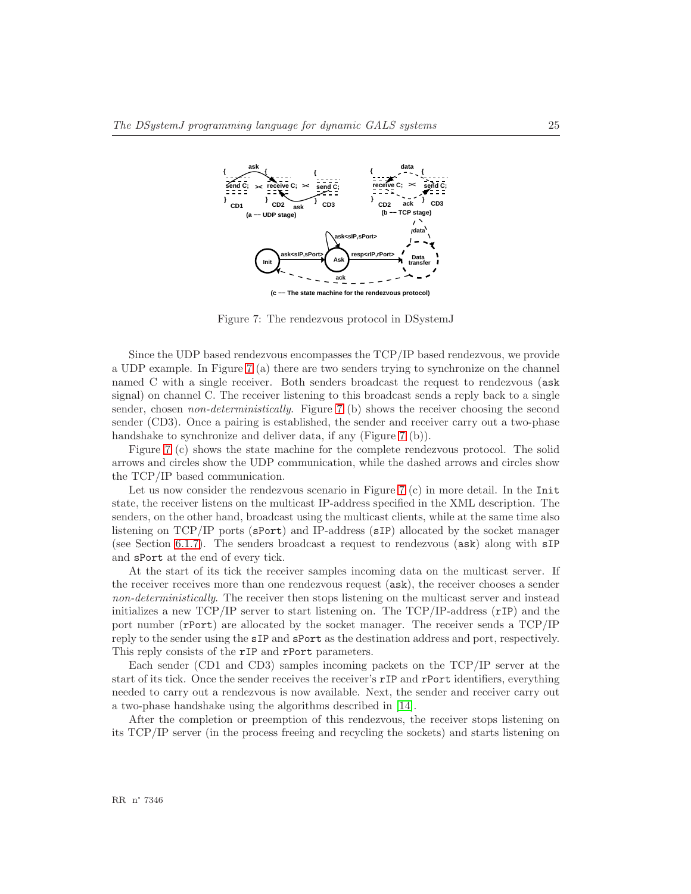Figure 7: The rendezvous protocol in DSystemJ

Since the UDP based rendezvous encompasses the TCP/IP based rendezvous, we provide a UDP example. In Figure 7 (a) there are two senders trying to synchronize on the channel named C with a single receiver. Both senders broadcast the request to rendezvous (`ask` signal) on channel C. The receiver listening to this broadcast sends a reply back to a single sender, chosen *non-deterministically*. Figure 7 (b) shows the receiver choosing the second sender (CD3). Once a pairing is established, the sender and receiver carry out a two-phase handshake to synchronize and deliver data, if any (Figure 7 (b)).

Figure 7 (c) shows the state machine for the complete rendezvous protocol. The solid arrows and circles show the UDP communication, while the dashed arrows and circles show the TCP/IP based communication.

Let us now consider the rendezvous scenario in Figure 7 (c) in more detail. In the `Init` state, the receiver listens on the multicast IP-address specified in the XML description. The senders, on the other hand, broadcast using the multicast clients, while at the same time also listening on TCP/IP ports (`sPort`) and IP-address (`sIP`) allocated by the socket manager (see Section 6.1.7). The senders broadcast a request to rendezvous (`ask`) along with `sIP` and `sPort` at the end of every tick.

At the start of its tick the receiver samples incoming data on the multicast server. If the receiver receives more than one rendezvous request (`ask`), the receiver chooses a sender *non-deterministically*. The receiver then stops listening on the multicast server and instead initializes a new TCP/IP server to start listening on. The TCP/IP-address (`rIP`) and the port number (`rPort`) are allocated by the socket manager. The receiver sends a TCP/IP reply to the sender using the `sIP` and `sPort` as the destination address and port, respectively. This reply consists of the `rIP` and `rPort` parameters.

Each sender (CD1 and CD3) samples incoming packets on the TCP/IP server at the start of its tick. Once the sender receives the receiver's `rIP` and `rPort` identifiers, everything needed to carry out a rendezvous is now available. Next, the sender and receiver carry out a two-phase handshake using the algorithms described in [14].

After the completion or preemption of this rendezvous, the receiver stops listening on its TCP/IP server (in the process freeing and recycling the sockets) and starts listening on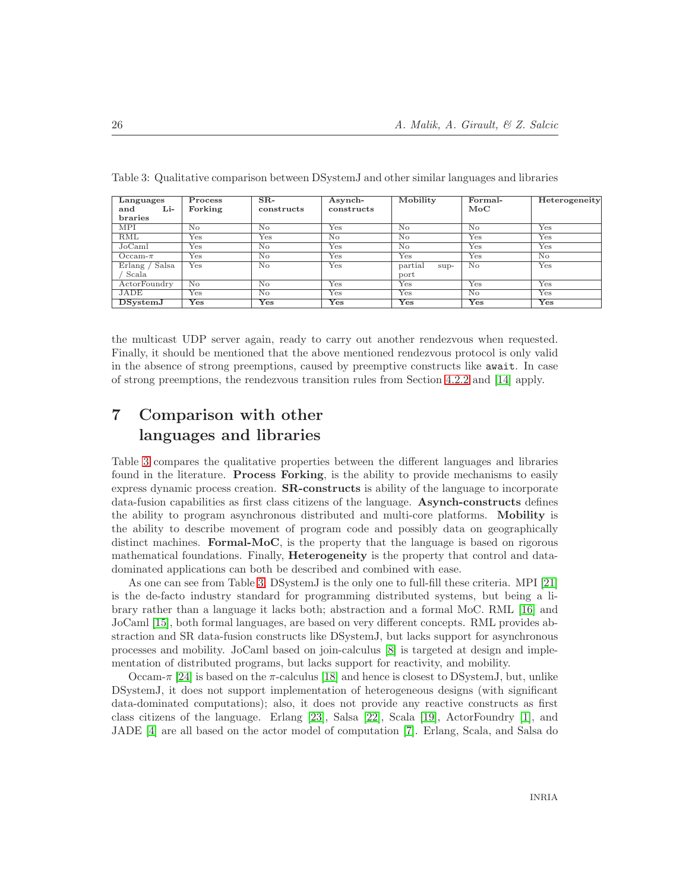Table 3: Qualitative comparison between DSystemJ and other similar languages and libraries

| Languages and Libraries | Process Forking | SR-constructs | Asynch-constructs | Mobility | Formal-MoC | Heterogeneity |
|---|---|---|---|---|---|---|
| MPI | No | No | Yes | No | No | Yes |
| RML | Yes | Yes | No | No | Yes | Yes |
| JoCaml | Yes | No | Yes | No | Yes | Yes |
| Occam-$\pi$ | Yes | No | Yes | Yes | Yes | No |
| Erlang / Salsa / Scala | Yes | No | Yes | partial support | No | Yes |
| ActorFoundry | No | No | Yes | Yes | Yes | Yes |
| JADE | Yes | No | Yes | Yes | No | Yes |
| **DSystemJ** | **Yes** | **Yes** | **Yes** | **Yes** | **Yes** | **Yes** |

the multicast UDP server again, ready to carry out another rendezvous when requested. Finally, it should be mentioned that the above mentioned rendezvous protocol is only valid in the absence of strong preemptions, caused by preemptive constructs like `await`. In case of strong preemptions, the rendezvous transition rules from Section 4.2.2 and [14] apply.

# 7 Comparison with other languages and libraries

Table 3 compares the qualitative properties between the different languages and libraries found in the literature. **Process Forking**, is the ability to provide mechanisms to easily express dynamic process creation. **SR-constructs** is ability of the language to incorporate data-fusion capabilities as first class citizens of the language. **Asynch-constructs** defines the ability to program asynchronous distributed and multi-core platforms. **Mobility** is the ability to describe movement of program code and possibly data on geographically distinct machines. **Formal-MoC**, is the property that the language is based on rigorous mathematical foundations. Finally, **Heterogeneity** is the property that control and data-dominated applications can both be described and combined with ease.

As one can see from Table 3, DSystemJ is the only one to full-fill these criteria. MPI [21] is the de-facto industry standard for programming distributed systems, but being a library rather than a language it lacks both; abstraction and a formal MoC. RML [16] and JoCaml [15], both formal languages, are based on very different concepts. RML provides abstraction and SR data-fusion constructs like DSystemJ, but lacks support for asynchronous processes and mobility. JoCaml based on join-calculus [8] is targeted at design and implementation of distributed programs, but lacks support for reactivity, and mobility.

Occam-$\pi$ [24] is based on the $\pi$-calculus [18] and hence is closest to DSystemJ, but, unlike DSystemJ, it does not support implementation of heterogeneous designs (with significant data-dominated computations); also, it does not provide any reactive constructs as first class citizens of the language. Erlang [23], Salsa [22], Scala [19], ActorFoundry [1], and JADE [4] are all based on the actor model of computation [7]. Erlang, Scala, and Salsa do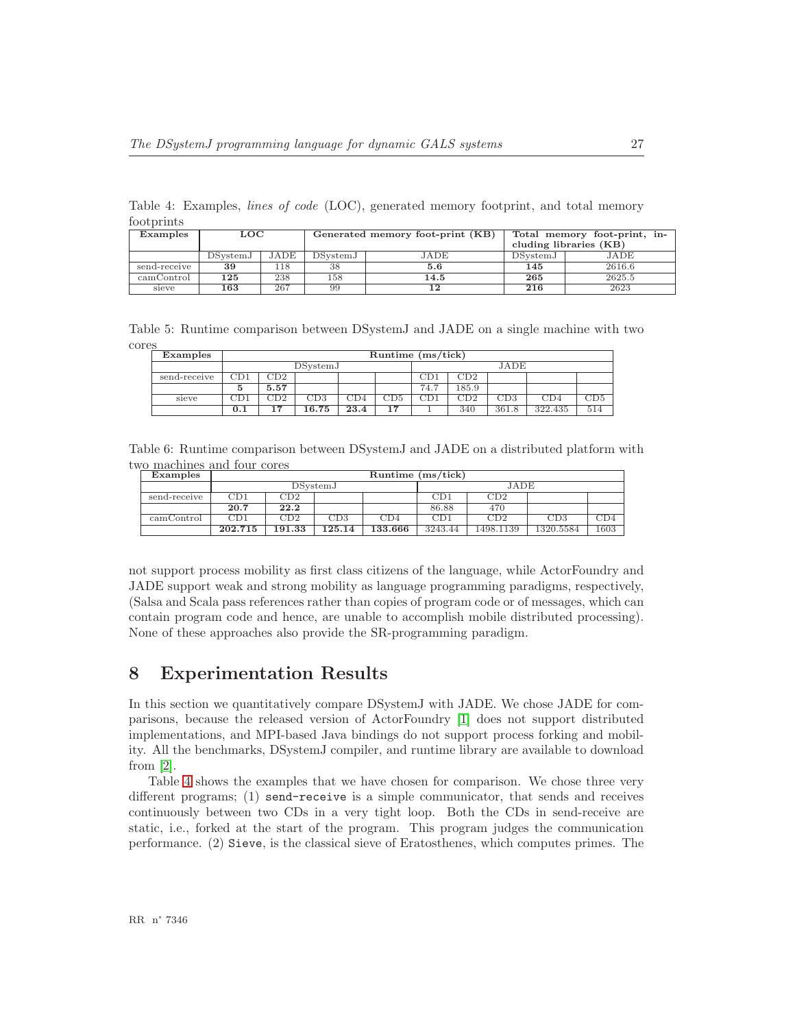Table 4: Examples, *lines of code* (LOC), generated memory footprint, and total memory footprints

| **Examples** | **LOC** | | **Generated memory foot-print (KB)** | | **Total memory foot-print, including libraries (KB)** | |
|---|---|---|---|---|---|---|
| | DSystemJ | JADE | DSystemJ | JADE | DSystemJ | JADE |
| send-receive | **39** | 118 | 38 | **5.6** | **145** | 2616.6 |
| camControl | **125** | 238 | 158 | **14.5** | **265** | 2625.5 |
| sieve | **163** | 267 | 99 | **12** | **216** | 2623 |

Table 5: Runtime comparison between DSystemJ and JADE on a single machine with two cores

| **Examples** | **Runtime (ms/tick)** | | | | | | | | | |
|---|---|---|---|---|---|---|---|---|---|---|
| | DSystemJ | | | | | JADE | | | | |
| send-receive | CD1 | CD2 | | | | CD1 | CD2 | | | |
| | **5** | **5.57** | | | | 74.7 | 185.9 | | | |
| sieve | CD1 | CD2 | CD3 | CD4 | CD5 | CD1 | CD2 | CD3 | CD4 | CD5 |
| | **0.1** | **17** | **16.75** | **23.4** | **17** | 1 | 340 | 361.8 | 322.435 | 514 |

Table 6: Runtime comparison between DSystemJ and JADE on a distributed platform with two machines and four cores

| **Examples** | **Runtime (ms/tick)** | | | | | | | |
|---|---|---|---|---|---|---|---|---|
| | DSystemJ | | | | JADE | | | |
| send-receive | CD1 | CD2 | | | CD1 | CD2 | | |
| | **20.7** | **22.2** | | | 86.88 | 470 | | |
| camControl | CD1 | CD2 | CD3 | CD4 | CD1 | CD2 | CD3 | CD4 |
| | **202.715** | **191.33** | **125.14** | **133.666** | 3243.44 | 1498.1139 | 1320.5584 | 1603 |

not support process mobility as first class citizens of the language, while ActorFoundry and JADE support weak and strong mobility as language programming paradigms, respectively, (Salsa and Scala pass references rather than copies of program code or of messages, which can contain program code and hence, are unable to accomplish mobile distributed processing). None of these approaches also provide the SR-programming paradigm.

# 8 Experimentation Results

In this section we quantitatively compare DSystemJ with JADE. We chose JADE for comparisons, because the released version of ActorFoundry [1] does not support distributed implementations, and MPI-based Java bindings do not support process forking and mobility. All the benchmarks, DSystemJ compiler, and runtime library are available to download from [2].

Table 4 shows the examples that we have chosen for comparison. We chose three very different programs; (1) `send-receive` is a simple communicator, that sends and receives continuously between two CDs in a very tight loop. Both the CDs in send-receive are static, i.e., forked at the start of the program. This program judges the communication performance. (2) `Sieve`, is the classical sieve of Eratosthenes, which computes primes. The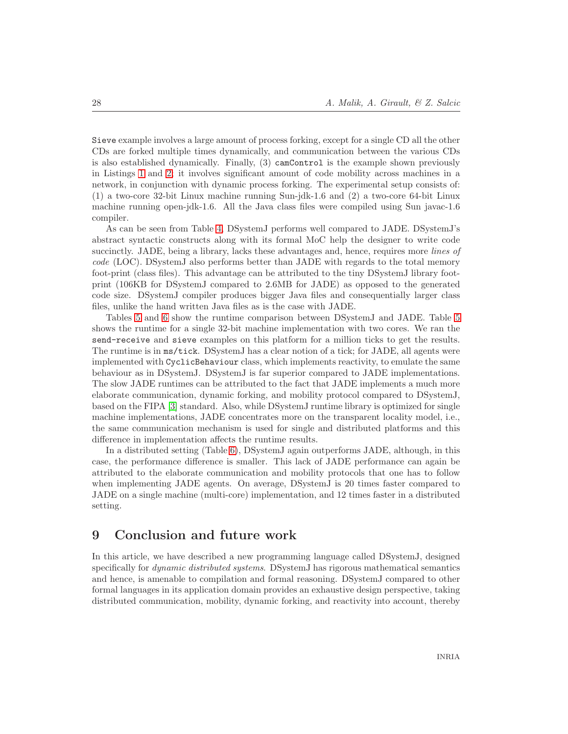`Sieve` example involves a large amount of process forking, except for a single CD all the other CDs are forked multiple times dynamically, and communication between the various CDs is also established dynamically. Finally, (3) `camControl` is the example shown previously in Listings 1 and 2; it involves significant amount of code mobility across machines in a network, in conjunction with dynamic process forking. The experimental setup consists of: (1) a two-core 32-bit Linux machine running Sun-jdk-1.6 and (2) a two-core 64-bit Linux machine running open-jdk-1.6. All the Java class files were compiled using Sun javac-1.6 compiler.

As can be seen from Table 4, DSystemJ performs well compared to JADE. DSystemJ's abstract syntactic constructs along with its formal MoC help the designer to write code succinctly. JADE, being a library, lacks these advantages and, hence, requires more *lines of code* (LOC). DSystemJ also performs better than JADE with regards to the total memory foot-print (class files). This advantage can be attributed to the tiny DSystemJ library foot-print (106KB for DSystemJ compared to 2.6MB for JADE) as opposed to the generated code size. DSystemJ compiler produces bigger Java files and consequentially larger class files, unlike the hand written Java files as is the case with JADE.

Tables 5 and 6 show the runtime comparison between DSystemJ and JADE. Table 5 shows the runtime for a single 32-bit machine implementation with two cores. We ran the `send-receive` and `sieve` examples on this platform for a million ticks to get the results. The runtime is in `ms/tick`. DSystemJ has a clear notion of a tick; for JADE, all agents were implemented with `CyclicBehaviour` class, which implements reactivity, to emulate the same behaviour as in DSystemJ. DSystemJ is far superior compared to JADE implementations. The slow JADE runtimes can be attributed to the fact that JADE implements a much more elaborate communication, dynamic forking, and mobility protocol compared to DSystemJ, based on the FIPA [3] standard. Also, while DSystemJ runtime library is optimized for single machine implementations, JADE concentrates more on the transparent locality model, i.e., the same communication mechanism is used for single and distributed platforms and this difference in implementation affects the runtime results.

In a distributed setting (Table 6), DSystemJ again outperforms JADE, although, in this case, the performance difference is smaller. This lack of JADE performance can again be attributed to the elaborate communication and mobility protocols that one has to follow when implementing JADE agents. On average, DSystemJ is 20 times faster compared to JADE on a single machine (multi-core) implementation, and 12 times faster in a distributed setting.

## 9 Conclusion and future work

In this article, we have described a new programming language called DSystemJ, designed specifically for *dynamic distributed systems*. DSystemJ has rigorous mathematical semantics and hence, is amenable to compilation and formal reasoning. DSystemJ compared to other formal languages in its application domain provides an exhaustive design perspective, taking distributed communication, mobility, dynamic forking, and reactivity into account, thereby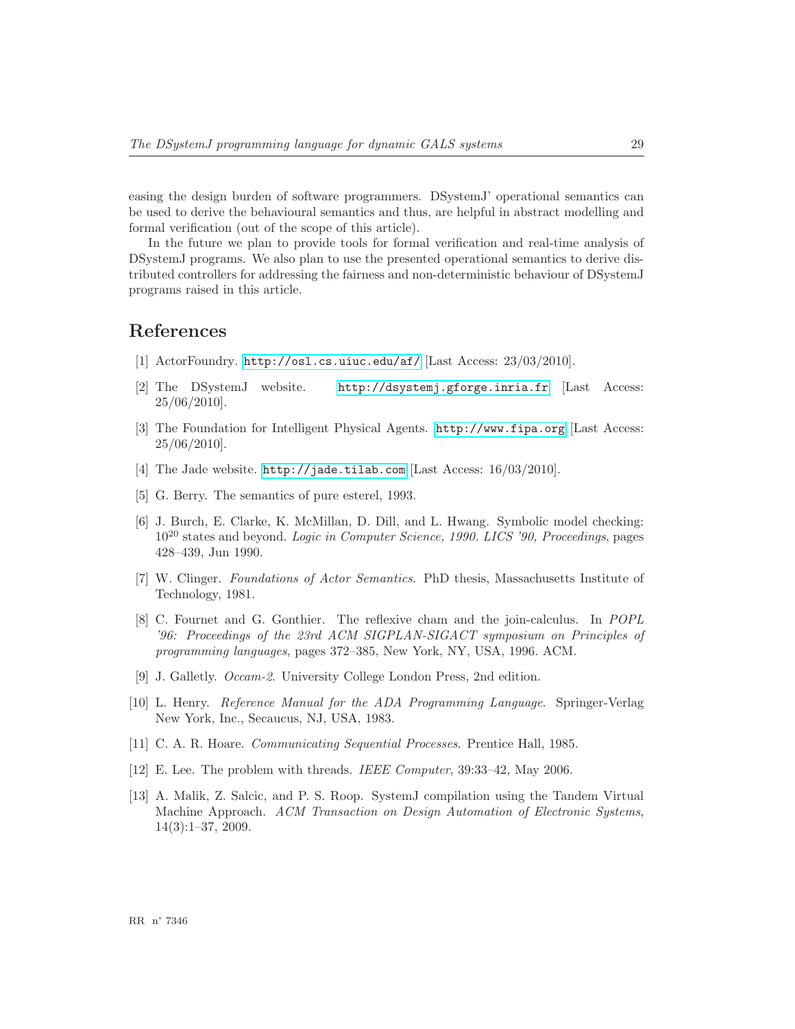easing the design burden of software programmers. DSystemJ' operational semantics can be used to derive the behavioural semantics and thus, are helpful in abstract modelling and formal verification (out of the scope of this article).

In the future we plan to provide tools for formal verification and real-time analysis of DSystemJ programs. We also plan to use the presented operational semantics to derive distributed controllers for addressing the fairness and non-deterministic behaviour of DSystemJ programs raised in this article.

# References

[1] ActorFoundry. `http://osl.cs.uiuc.edu/af/` [Last Access: 23/03/2010].

[2] The DSystemJ website. `http://dsystemj.gforge.inria.fr` [Last Access: 25/06/2010].

[3] The Foundation for Intelligent Physical Agents. `http://www.fipa.org` [Last Access: 25/06/2010].

[4] The Jade website. `http://jade.tilab.com` [Last Access: 16/03/2010].

[5] G. Berry. The semantics of pure esterel, 1993.

[6] J. Burch, E. Clarke, K. McMillan, D. Dill, and L. Hwang. Symbolic model checking: $10^{20}$ states and beyond. *Logic in Computer Science, 1990. LICS '90, Proceedings*, pages 428–439, Jun 1990.

[7] W. Clinger. *Foundations of Actor Semantics*. PhD thesis, Massachusetts Institute of Technology, 1981.

[8] C. Fournet and G. Gonthier. The reflexive cham and the join-calculus. In *POPL '96: Proceedings of the 23rd ACM SIGPLAN-SIGACT symposium on Principles of programming languages*, pages 372–385, New York, NY, USA, 1996. ACM.

[9] J. Galletly. *Occam-2*. University College London Press, 2nd edition.

[10] L. Henry. *Reference Manual for the ADA Programming Language*. Springer-Verlag New York, Inc., Secaucus, NJ, USA, 1983.

[11] C. A. R. Hoare. *Communicating Sequential Processes*. Prentice Hall, 1985.

[12] E. Lee. The problem with threads. *IEEE Computer*, 39:33–42, May 2006.

[13] A. Malik, Z. Salcic, and P. S. Roop. SystemJ compilation using the Tandem Virtual Machine Approach. *ACM Transaction on Design Automation of Electronic Systems*, 14(3):1–37, 2009.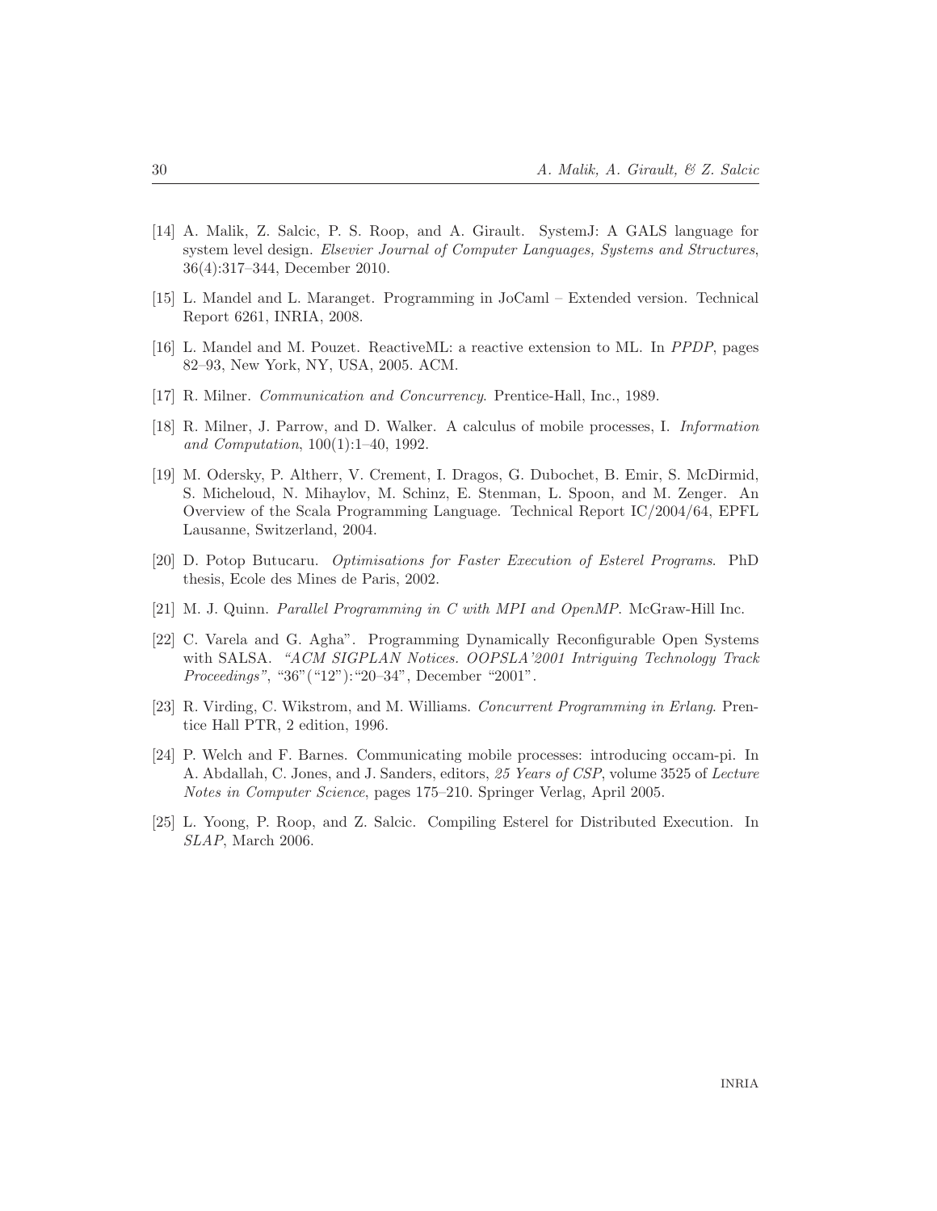[14] A. Malik, Z. Salcic, P. S. Roop, and A. Girault. SystemJ: A GALS language for system level design. *Elsevier Journal of Computer Languages, Systems and Structures*, 36(4):317–344, December 2010.

[15] L. Mandel and L. Maranget. Programming in JoCaml – Extended version. Technical Report 6261, INRIA, 2008.

[16] L. Mandel and M. Pouzet. ReactiveML: a reactive extension to ML. In *PPDP*, pages 82–93, New York, NY, USA, 2005. ACM.

[17] R. Milner. *Communication and Concurrency*. Prentice-Hall, Inc., 1989.

[18] R. Milner, J. Parrow, and D. Walker. A calculus of mobile processes, I. *Information and Computation*, 100(1):1–40, 1992.

[19] M. Odersky, P. Altherr, V. Crement, I. Dragos, G. Dubochet, B. Emir, S. McDirmid, S. Micheloud, N. Mihaylov, M. Schinz, E. Stenman, L. Spoon, and M. Zenger. An Overview of the Scala Programming Language. Technical Report IC/2004/64, EPFL Lausanne, Switzerland, 2004.

[20] D. Potop Butucaru. *Optimisations for Faster Execution of Esterel Programs*. PhD thesis, Ecole des Mines de Paris, 2002.

[21] M. J. Quinn. *Parallel Programming in C with MPI and OpenMP*. McGraw-Hill Inc.

[22] C. Varela and G. Agha". Programming Dynamically Reconfigurable Open Systems with SALSA. *"ACM SIGPLAN Notices. OOPSLA'2001 Intriguing Technology Track Proceedings"*, "36"("12"):"20–34", December "2001".

[23] R. Virding, C. Wikstrom, and M. Williams. *Concurrent Programming in Erlang*. Prentice Hall PTR, 2 edition, 1996.

[24] P. Welch and F. Barnes. Communicating mobile processes: introducing occam-pi. In A. Abdallah, C. Jones, and J. Sanders, editors, *25 Years of CSP*, volume 3525 of *Lecture Notes in Computer Science*, pages 175–210. Springer Verlag, April 2005.

[25] L. Yoong, P. Roop, and Z. Salcic. Compiling Esterel for Distributed Execution. In *SLAP*, March 2006.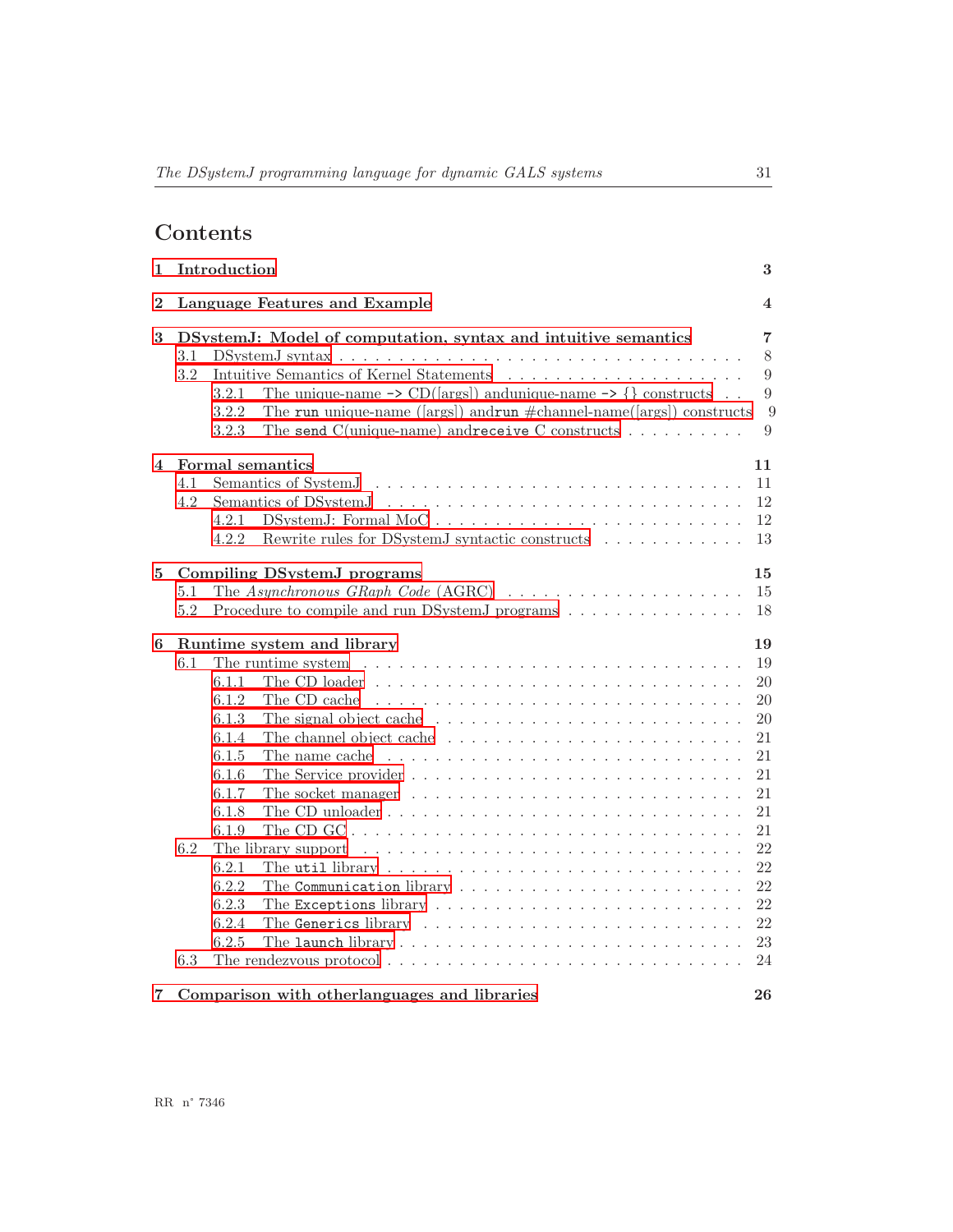# Contents

**1 Introduction** **3**

**2 Language Features and Example** **4**

**3 DSystemJ: Model of computation, syntax and intuitive semantics** **7**

- 3.1 DSystemJ syntax . . . 8
- 3.2 Intuitive Semantics of Kernel Statements . . . 9
  - 3.2.1 The unique-name `->` CD([args]) andunique-name `->` {} constructs . . . 9
  - 3.2.2 The `run` unique-name ([args]) and`run` #channel-name([args]) constructs 9
  - 3.2.3 The `send` C(unique-name) and`receive` C constructs . . . 9

**4 Formal semantics** **11**

- 4.1 Semantics of SystemJ . . . 11
- 4.2 Semantics of DSystemJ . . . 12
  - 4.2.1 DSystemJ: Formal MoC . . . 12
  - 4.2.2 Rewrite rules for DSystemJ syntactic constructs . . . 13

**5 Compiling DSystemJ programs** **15**

- 5.1 The *Asynchronous GRaph Code* (AGRC) . . . 15
- 5.2 Procedure to compile and run DSystemJ programs . . . 18

**6 Runtime system and library** **19**

- 6.1 The runtime system . . . 19
  - 6.1.1 The CD loader . . . 20
  - 6.1.2 The CD cache . . . 20
  - 6.1.3 The signal object cache . . . 20
  - 6.1.4 The channel object cache . . . 21
  - 6.1.5 The name cache . . . 21
  - 6.1.6 The Service provider . . . 21
  - 6.1.7 The socket manager . . . 21
  - 6.1.8 The CD unloader . . . 21
  - 6.1.9 The CD GC . . . 21
- 6.2 The library support . . . 22
  - 6.2.1 The `util` library . . . 22
  - 6.2.2 The `Communication` library . . . 22
  - 6.2.3 The `Exceptions` library . . . 22
  - 6.2.4 The `Generics` library . . . 22
  - 6.2.5 The `launch` library . . . 23
- 6.3 The rendezvous protocol . . . 24

**7 Comparison with otherlanguages and libraries** **26**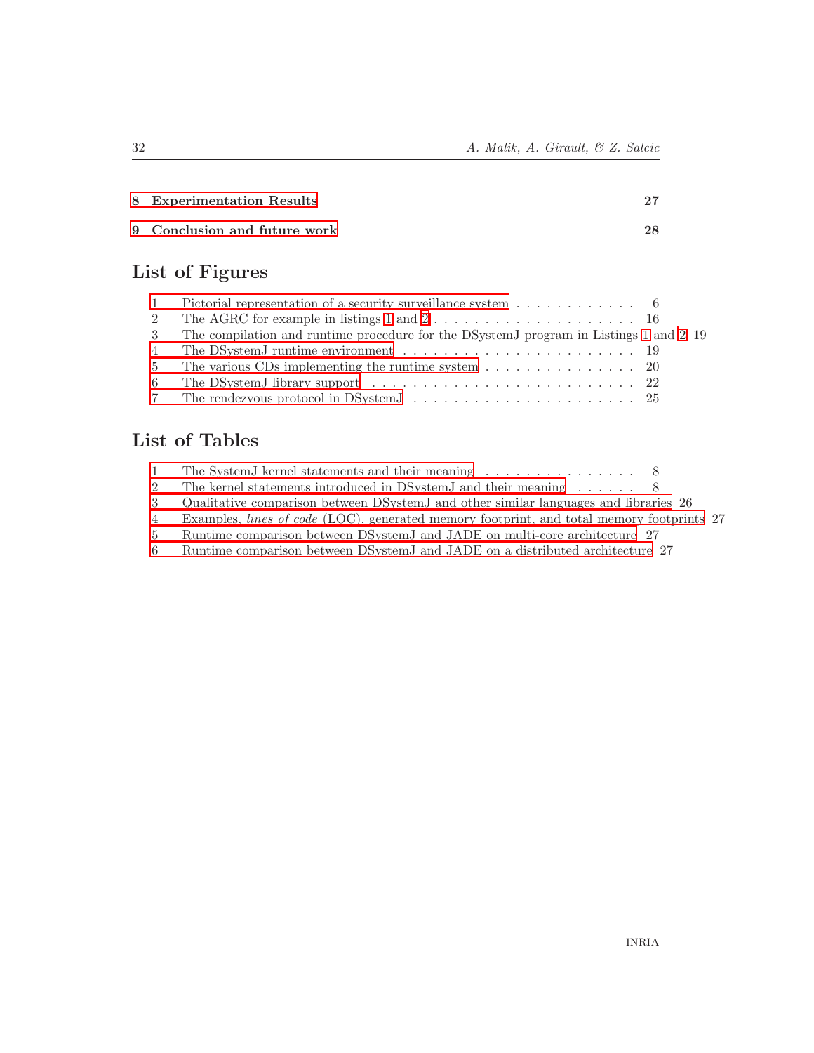**8 Experimentation Results** **27**

**9 Conclusion and future work** **28**

## List of Figures

1 Pictorial representation of a security surveillance system . . . . . . . . . . . . 6
2 The AGRC for example in listings 1 and 2 . . . . . . . . . . . . . . . . . . . . 16
3 The compilation and runtime procedure for the DSystemJ program in Listings 1 and 2 19
4 The DSystemJ runtime environment . . . . . . . . . . . . . . . . . . . . . . . . 19
5 The various CDs implementing the runtime system . . . . . . . . . . . . . . . . 20
6 The DSystemJ library support . . . . . . . . . . . . . . . . . . . . . . . . . . . 22
7 The rendezvous protocol in DSystemJ . . . . . . . . . . . . . . . . . . . . . . . 25

## List of Tables

1 The SystemJ kernel statements and their meaning . . . . . . . . . . . . . . . . 8
2 The kernel statements introduced in DSystemJ and their meaning . . . . . . . 8
3 Qualitative comparison between DSystemJ and other similar languages and libraries 26
4 Examples, *lines of code* (LOC), generated memory footprint, and total memory footprints 27
5 Runtime comparison between DSystemJ and JADE on multi-core architecture 27
6 Runtime comparison between DSystemJ and JADE on a distributed architecture 27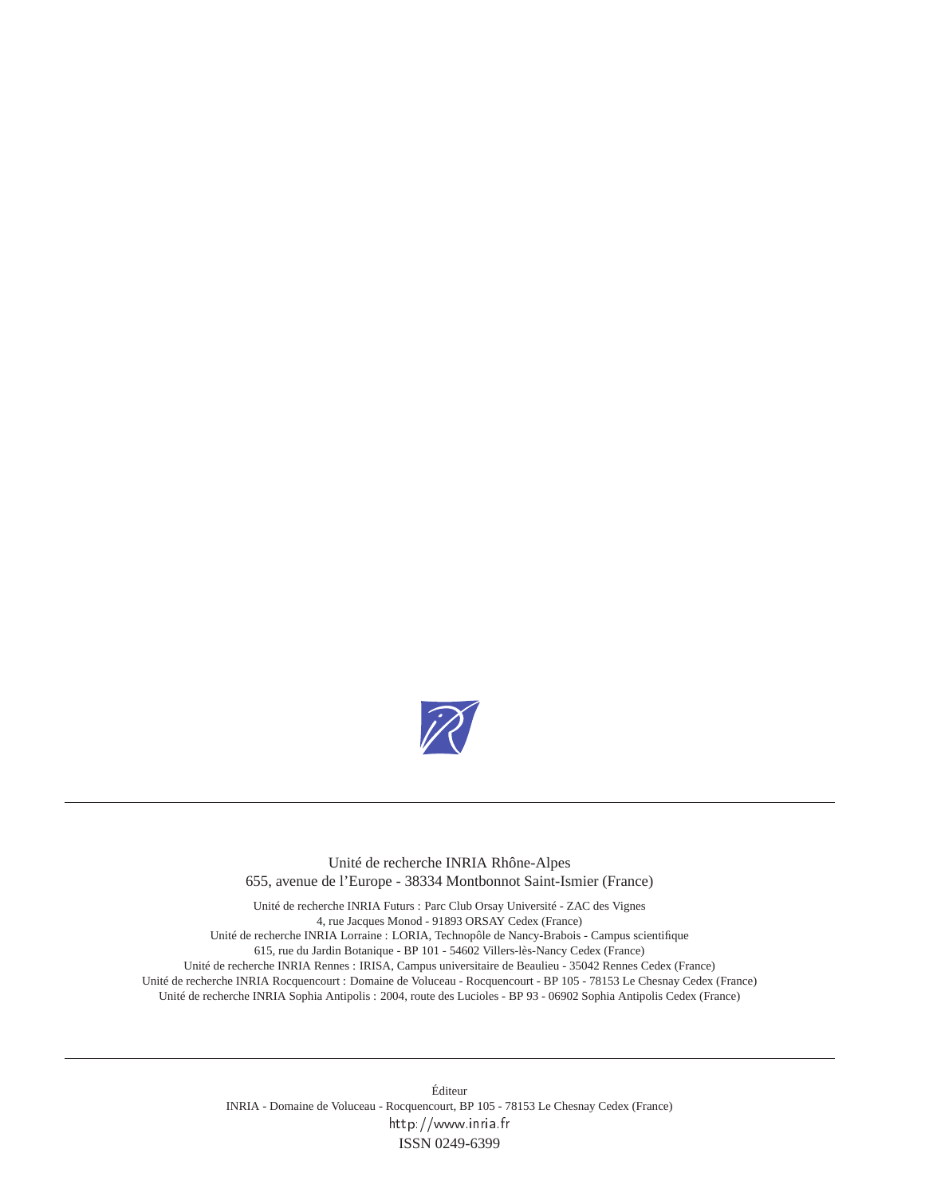Unité de recherche INRIA Rhône-Alpes
655, avenue de l'Europe - 38334 Montbonnot Saint-Ismier (France)

Unité de recherche INRIA Futurs : Parc Club Orsay Université - ZAC des Vignes
4, rue Jacques Monod - 91893 ORSAY Cedex (France)
Unité de recherche INRIA Lorraine : LORIA, Technopôle de Nancy-Brabois - Campus scientifique
615, rue du Jardin Botanique - BP 101 - 54602 Villers-lès-Nancy Cedex (France)
Unité de recherche INRIA Rennes : IRISA, Campus universitaire de Beaulieu - 35042 Rennes Cedex (France)
Unité de recherche INRIA Rocquencourt : Domaine de Voluceau - Rocquencourt - BP 105 - 78153 Le Chesnay Cedex (France)
Unité de recherche INRIA Sophia Antipolis : 2004, route des Lucioles - BP 93 - 06902 Sophia Antipolis Cedex (France)

---

Éditeur
INRIA - Domaine de Voluceau - Rocquencourt, BP 105 - 78153 Le Chesnay Cedex (France)
http://www.inria.fr
ISSN 0249-6399